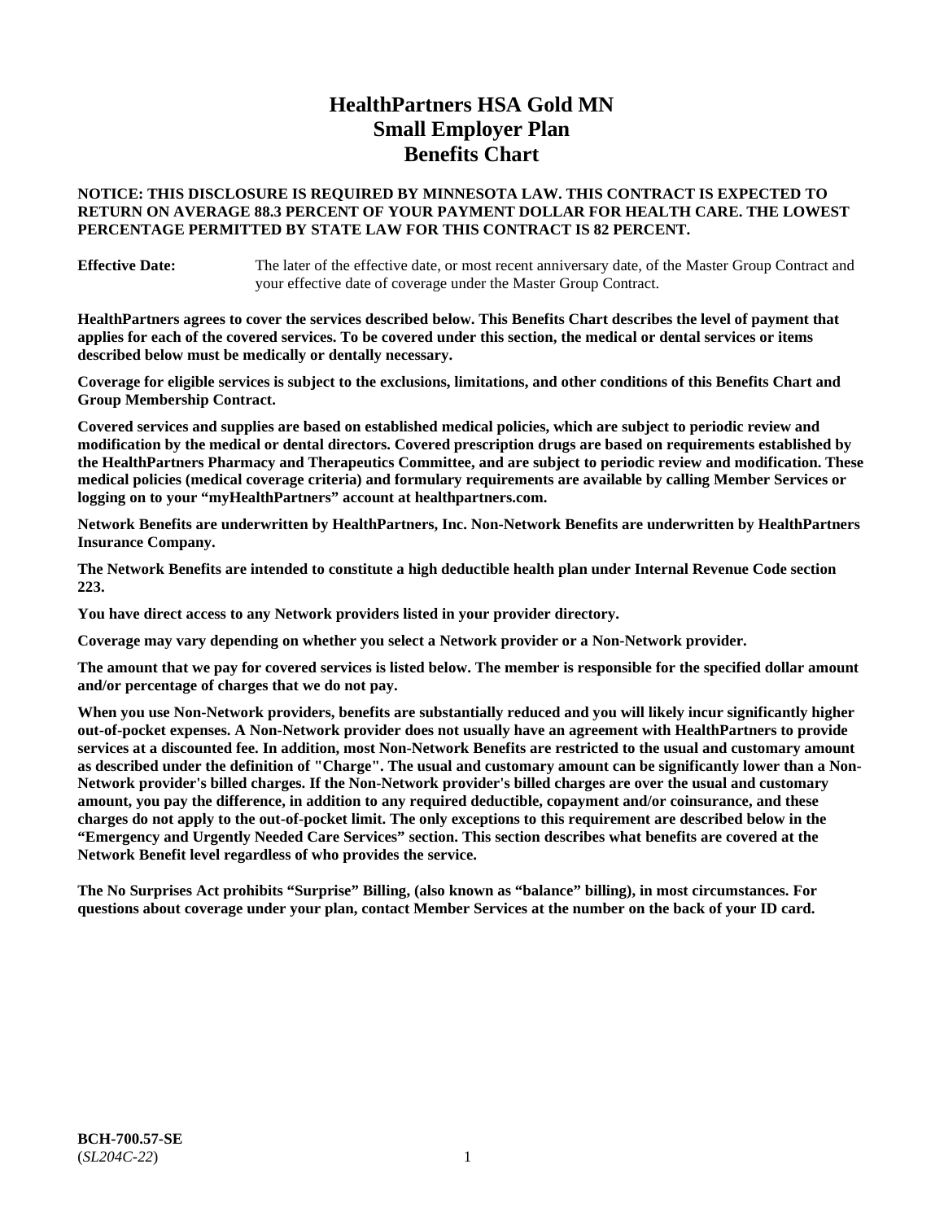# HealthPartners HSA Gold MN
# Small Employer Plan
# Benefits Chart

**NOTICE: THIS DISCLOSURE IS REQUIRED BY MINNESOTA LAW. THIS CONTRACT IS EXPECTED TO RETURN ON AVERAGE 88.3 PERCENT OF YOUR PAYMENT DOLLAR FOR HEALTH CARE. THE LOWEST PERCENTAGE PERMITTED BY STATE LAW FOR THIS CONTRACT IS 82 PERCENT.**

**Effective Date:** The later of the effective date, or most recent anniversary date, of the Master Group Contract and your effective date of coverage under the Master Group Contract.

**HealthPartners agrees to cover the services described below. This Benefits Chart describes the level of payment that applies for each of the covered services. To be covered under this section, the medical or dental services or items described below must be medically or dentally necessary.**

**Coverage for eligible services is subject to the exclusions, limitations, and other conditions of this Benefits Chart and Group Membership Contract.**

**Covered services and supplies are based on established medical policies, which are subject to periodic review and modification by the medical or dental directors. Covered prescription drugs are based on requirements established by the HealthPartners Pharmacy and Therapeutics Committee, and are subject to periodic review and modification. These medical policies (medical coverage criteria) and formulary requirements are available by calling Member Services or logging on to your "myHealthPartners" account at healthpartners.com.**

**Network Benefits are underwritten by HealthPartners, Inc. Non-Network Benefits are underwritten by HealthPartners Insurance Company.**

**The Network Benefits are intended to constitute a high deductible health plan under Internal Revenue Code section 223.**

**You have direct access to any Network providers listed in your provider directory.**

**Coverage may vary depending on whether you select a Network provider or a Non-Network provider.**

**The amount that we pay for covered services is listed below. The member is responsible for the specified dollar amount and/or percentage of charges that we do not pay.**

**When you use Non-Network providers, benefits are substantially reduced and you will likely incur significantly higher out-of-pocket expenses. A Non-Network provider does not usually have an agreement with HealthPartners to provide services at a discounted fee. In addition, most Non-Network Benefits are restricted to the usual and customary amount as described under the definition of "Charge". The usual and customary amount can be significantly lower than a Non-Network provider's billed charges. If the Non-Network provider's billed charges are over the usual and customary amount, you pay the difference, in addition to any required deductible, copayment and/or coinsurance, and these charges do not apply to the out-of-pocket limit. The only exceptions to this requirement are described below in the "Emergency and Urgently Needed Care Services" section. This section describes what benefits are covered at the Network Benefit level regardless of who provides the service.**

**The No Surprises Act prohibits "Surprise" Billing, (also known as "balance" billing), in most circumstances. For questions about coverage under your plan, contact Member Services at the number on the back of your ID card.**

**BCH-700.57-SE**
(*SL204C-22*)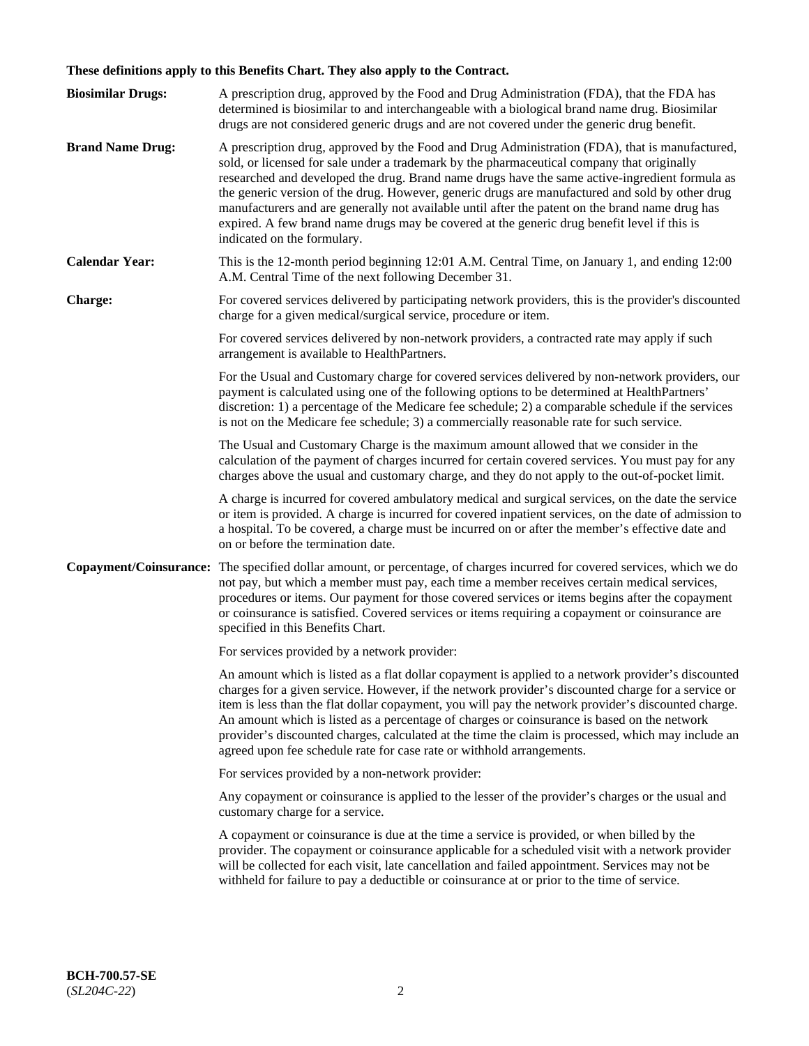**These definitions apply to this Benefits Chart. They also apply to the Contract.**

**Biosimilar Drugs:** A prescription drug, approved by the Food and Drug Administration (FDA), that the FDA has determined is biosimilar to and interchangeable with a biological brand name drug. Biosimilar drugs are not considered generic drugs and are not covered under the generic drug benefit.

**Brand Name Drug:** A prescription drug, approved by the Food and Drug Administration (FDA), that is manufactured, sold, or licensed for sale under a trademark by the pharmaceutical company that originally researched and developed the drug. Brand name drugs have the same active-ingredient formula as the generic version of the drug. However, generic drugs are manufactured and sold by other drug manufacturers and are generally not available until after the patent on the brand name drug has expired. A few brand name drugs may be covered at the generic drug benefit level if this is indicated on the formulary.

**Calendar Year:** This is the 12-month period beginning 12:01 A.M. Central Time, on January 1, and ending 12:00 A.M. Central Time of the next following December 31.

**Charge:** For covered services delivered by participating network providers, this is the provider's discounted charge for a given medical/surgical service, procedure or item.

For covered services delivered by non-network providers, a contracted rate may apply if such arrangement is available to HealthPartners.

For the Usual and Customary charge for covered services delivered by non-network providers, our payment is calculated using one of the following options to be determined at HealthPartners' discretion: 1) a percentage of the Medicare fee schedule; 2) a comparable schedule if the services is not on the Medicare fee schedule; 3) a commercially reasonable rate for such service.

The Usual and Customary Charge is the maximum amount allowed that we consider in the calculation of the payment of charges incurred for certain covered services. You must pay for any charges above the usual and customary charge, and they do not apply to the out-of-pocket limit.

A charge is incurred for covered ambulatory medical and surgical services, on the date the service or item is provided. A charge is incurred for covered inpatient services, on the date of admission to a hospital. To be covered, a charge must be incurred on or after the member's effective date and on or before the termination date.

**Copayment/Coinsurance:** The specified dollar amount, or percentage, of charges incurred for covered services, which we do not pay, but which a member must pay, each time a member receives certain medical services, procedures or items. Our payment for those covered services or items begins after the copayment or coinsurance is satisfied. Covered services or items requiring a copayment or coinsurance are specified in this Benefits Chart.

For services provided by a network provider:

An amount which is listed as a flat dollar copayment is applied to a network provider's discounted charges for a given service. However, if the network provider's discounted charge for a service or item is less than the flat dollar copayment, you will pay the network provider's discounted charge. An amount which is listed as a percentage of charges or coinsurance is based on the network provider's discounted charges, calculated at the time the claim is processed, which may include an agreed upon fee schedule rate for case rate or withhold arrangements.

For services provided by a non-network provider:

Any copayment or coinsurance is applied to the lesser of the provider's charges or the usual and customary charge for a service.

A copayment or coinsurance is due at the time a service is provided, or when billed by the provider. The copayment or coinsurance applicable for a scheduled visit with a network provider will be collected for each visit, late cancellation and failed appointment. Services may not be withheld for failure to pay a deductible or coinsurance at or prior to the time of service.

**BCH-700.57-SE**
(*SL204C-22*)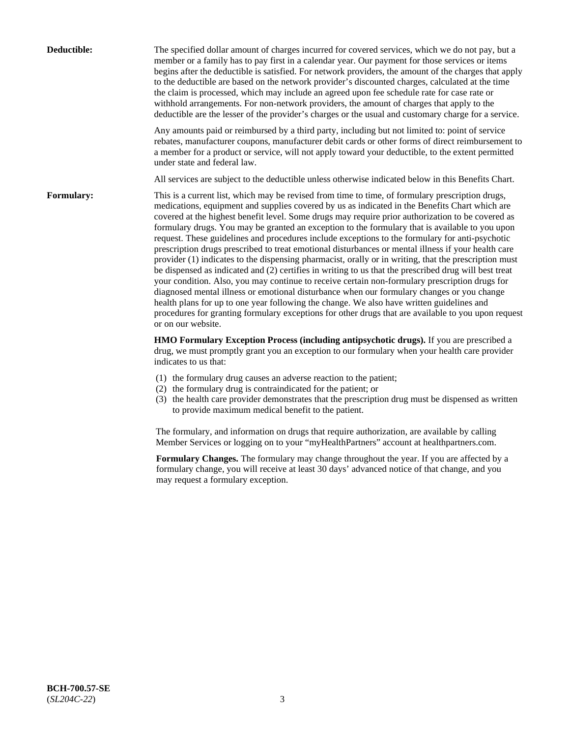**Deductible:** The specified dollar amount of charges incurred for covered services, which we do not pay, but a member or a family has to pay first in a calendar year. Our payment for those services or items begins after the deductible is satisfied. For network providers, the amount of the charges that apply to the deductible are based on the network provider's discounted charges, calculated at the time the claim is processed, which may include an agreed upon fee schedule rate for case rate or withhold arrangements. For non-network providers, the amount of charges that apply to the deductible are the lesser of the provider's charges or the usual and customary charge for a service.

Any amounts paid or reimbursed by a third party, including but not limited to: point of service rebates, manufacturer coupons, manufacturer debit cards or other forms of direct reimbursement to a member for a product or service, will not apply toward your deductible, to the extent permitted under state and federal law.

All services are subject to the deductible unless otherwise indicated below in this Benefits Chart.

**Formulary:** This is a current list, which may be revised from time to time, of formulary prescription drugs, medications, equipment and supplies covered by us as indicated in the Benefits Chart which are covered at the highest benefit level. Some drugs may require prior authorization to be covered as formulary drugs. You may be granted an exception to the formulary that is available to you upon request. These guidelines and procedures include exceptions to the formulary for anti-psychotic prescription drugs prescribed to treat emotional disturbances or mental illness if your health care provider (1) indicates to the dispensing pharmacist, orally or in writing, that the prescription must be dispensed as indicated and (2) certifies in writing to us that the prescribed drug will best treat your condition. Also, you may continue to receive certain non-formulary prescription drugs for diagnosed mental illness or emotional disturbance when our formulary changes or you change health plans for up to one year following the change. We also have written guidelines and procedures for granting formulary exceptions for other drugs that are available to you upon request or on our website.

**HMO Formulary Exception Process (including antipsychotic drugs).** If you are prescribed a drug, we must promptly grant you an exception to our formulary when your health care provider indicates to us that:

(1) the formulary drug causes an adverse reaction to the patient;
(2) the formulary drug is contraindicated for the patient; or
(3) the health care provider demonstrates that the prescription drug must be dispensed as written to provide maximum medical benefit to the patient.

The formulary, and information on drugs that require authorization, are available by calling Member Services or logging on to your "myHealthPartners" account at healthpartners.com.

**Formulary Changes.** The formulary may change throughout the year. If you are affected by a formulary change, you will receive at least 30 days' advanced notice of that change, and you may request a formulary exception.

**BCH-700.57-SE**
(*SL204C-22*)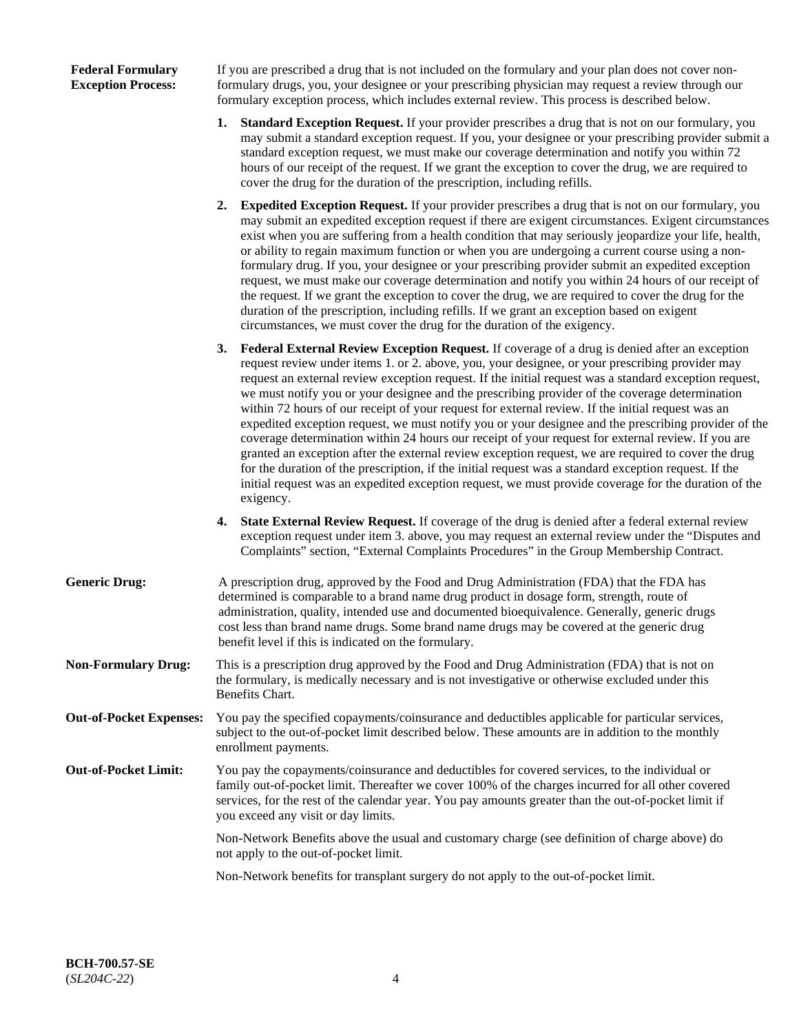**Federal Formulary Exception Process:** If you are prescribed a drug that is not included on the formulary and your plan does not cover non-formulary drugs, you, your designee or your prescribing physician may request a review through our formulary exception process, which includes external review. This process is described below.

1. **Standard Exception Request.** If your provider prescribes a drug that is not on our formulary, you may submit a standard exception request. If you, your designee or your prescribing provider submit a standard exception request, we must make our coverage determination and notify you within 72 hours of our receipt of the request. If we grant the exception to cover the drug, we are required to cover the drug for the duration of the prescription, including refills.

2. **Expedited Exception Request.** If your provider prescribes a drug that is not on our formulary, you may submit an expedited exception request if there are exigent circumstances. Exigent circumstances exist when you are suffering from a health condition that may seriously jeopardize your life, health, or ability to regain maximum function or when you are undergoing a current course using a non-formulary drug. If you, your designee or your prescribing provider submit an expedited exception request, we must make our coverage determination and notify you within 24 hours of our receipt of the request. If we grant the exception to cover the drug, we are required to cover the drug for the duration of the prescription, including refills. If we grant an exception based on exigent circumstances, we must cover the drug for the duration of the exigency.

3. **Federal External Review Exception Request.** If coverage of a drug is denied after an exception request review under items 1. or 2. above, you, your designee, or your prescribing provider may request an external review exception request. If the initial request was a standard exception request, we must notify you or your designee and the prescribing provider of the coverage determination within 72 hours of our receipt of your request for external review. If the initial request was an expedited exception request, we must notify you or your designee and the prescribing provider of the coverage determination within 24 hours our receipt of your request for external review. If you are granted an exception after the external review exception request, we are required to cover the drug for the duration of the prescription, if the initial request was a standard exception request. If the initial request was an expedited exception request, we must provide coverage for the duration of the exigency.

4. **State External Review Request.** If coverage of the drug is denied after a federal external review exception request under item 3. above, you may request an external review under the "Disputes and Complaints" section, "External Complaints Procedures" in the Group Membership Contract.

**Generic Drug:** A prescription drug, approved by the Food and Drug Administration (FDA) that the FDA has determined is comparable to a brand name drug product in dosage form, strength, route of administration, quality, intended use and documented bioequivalence. Generally, generic drugs cost less than brand name drugs. Some brand name drugs may be covered at the generic drug benefit level if this is indicated on the formulary.

**Non-Formulary Drug:** This is a prescription drug approved by the Food and Drug Administration (FDA) that is not on the formulary, is medically necessary and is not investigative or otherwise excluded under this Benefits Chart.

**Out-of-Pocket Expenses:** You pay the specified copayments/coinsurance and deductibles applicable for particular services, subject to the out-of-pocket limit described below. These amounts are in addition to the monthly enrollment payments.

**Out-of-Pocket Limit:** You pay the copayments/coinsurance and deductibles for covered services, to the individual or family out-of-pocket limit. Thereafter we cover 100% of the charges incurred for all other covered services, for the rest of the calendar year. You pay amounts greater than the out-of-pocket limit if you exceed any visit or day limits.

Non-Network Benefits above the usual and customary charge (see definition of charge above) do not apply to the out-of-pocket limit.

Non-Network benefits for transplant surgery do not apply to the out-of-pocket limit.

**BCH-700.57-SE**
(*SL204C-22*)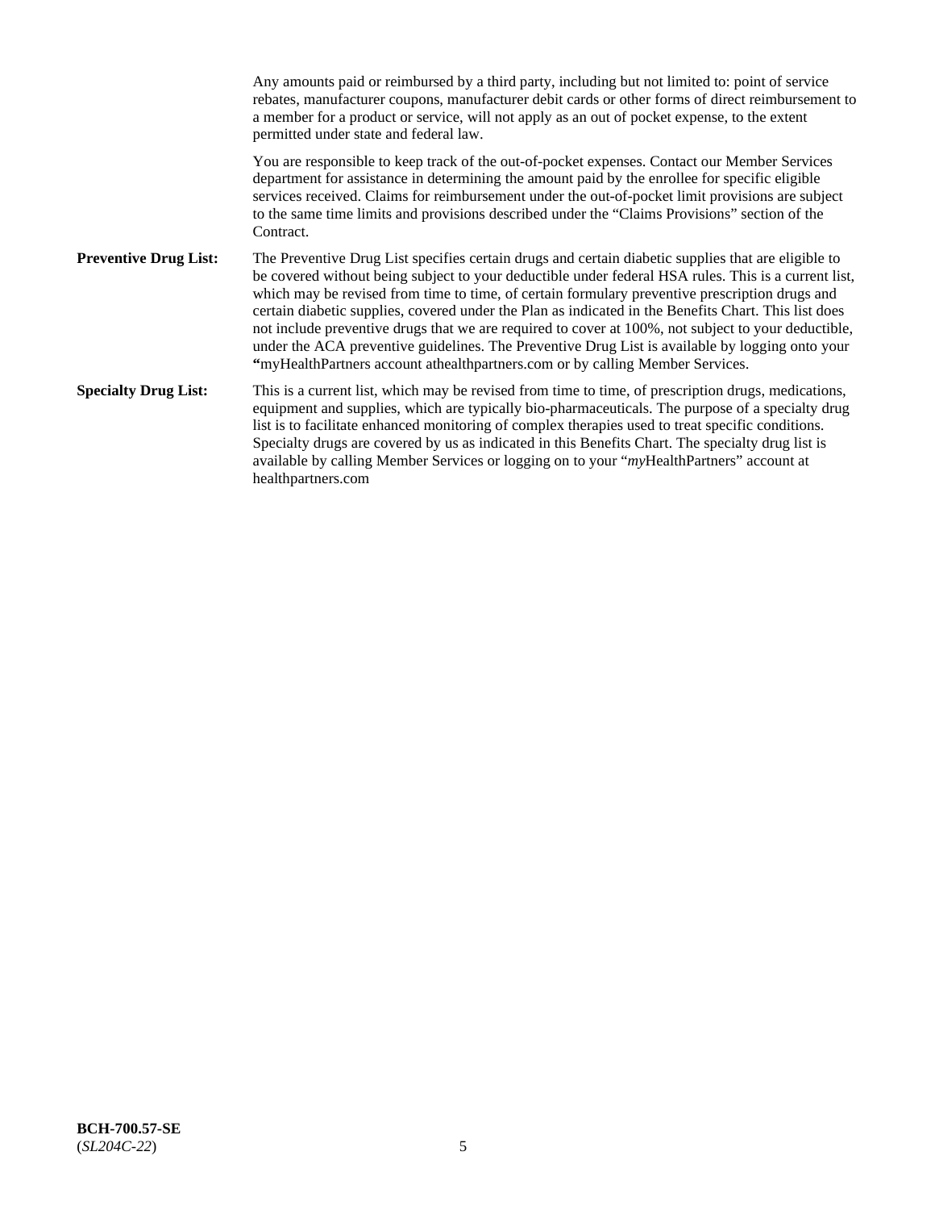Any amounts paid or reimbursed by a third party, including but not limited to: point of service rebates, manufacturer coupons, manufacturer debit cards or other forms of direct reimbursement to a member for a product or service, will not apply as an out of pocket expense, to the extent permitted under state and federal law.

You are responsible to keep track of the out-of-pocket expenses. Contact our Member Services department for assistance in determining the amount paid by the enrollee for specific eligible services received. Claims for reimbursement under the out-of-pocket limit provisions are subject to the same time limits and provisions described under the "Claims Provisions" section of the Contract.

**Preventive Drug List:** The Preventive Drug List specifies certain drugs and certain diabetic supplies that are eligible to be covered without being subject to your deductible under federal HSA rules. This is a current list, which may be revised from time to time, of certain formulary preventive prescription drugs and certain diabetic supplies, covered under the Plan as indicated in the Benefits Chart. This list does not include preventive drugs that we are required to cover at 100%, not subject to your deductible, under the ACA preventive guidelines. The Preventive Drug List is available by logging onto your **"**myHealthPartners account athealthpartners.com or by calling Member Services.

**Specialty Drug List:** This is a current list, which may be revised from time to time, of prescription drugs, medications, equipment and supplies, which are typically bio-pharmaceuticals. The purpose of a specialty drug list is to facilitate enhanced monitoring of complex therapies used to treat specific conditions. Specialty drugs are covered by us as indicated in this Benefits Chart. The specialty drug list is available by calling Member Services or logging on to your "*my*HealthPartners" account at healthpartners.com

**BCH-700.57-SE**
(*SL204C-22*)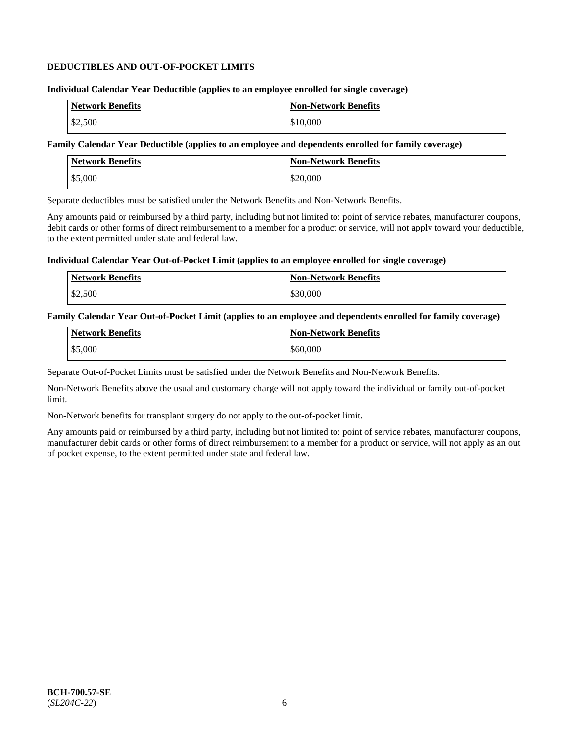**DEDUCTIBLES AND OUT-OF-POCKET LIMITS**

**Individual Calendar Year Deductible (applies to an employee enrolled for single coverage)**

| Network Benefits | Non-Network Benefits |
|---|---|
| $2,500 | $10,000 |

**Family Calendar Year Deductible (applies to an employee and dependents enrolled for family coverage)**

| Network Benefits | Non-Network Benefits |
|---|---|
| $5,000 | $20,000 |

Separate deductibles must be satisfied under the Network Benefits and Non-Network Benefits.

Any amounts paid or reimbursed by a third party, including but not limited to: point of service rebates, manufacturer coupons, debit cards or other forms of direct reimbursement to a member for a product or service, will not apply toward your deductible, to the extent permitted under state and federal law.

**Individual Calendar Year Out-of-Pocket Limit (applies to an employee enrolled for single coverage)**

| Network Benefits | Non-Network Benefits |
|---|---|
| $2,500 | $30,000 |

**Family Calendar Year Out-of-Pocket Limit (applies to an employee and dependents enrolled for family coverage)**

| Network Benefits | Non-Network Benefits |
|---|---|
| $5,000 | $60,000 |

Separate Out-of-Pocket Limits must be satisfied under the Network Benefits and Non-Network Benefits.

Non-Network Benefits above the usual and customary charge will not apply toward the individual or family out-of-pocket limit.

Non-Network benefits for transplant surgery do not apply to the out-of-pocket limit.

Any amounts paid or reimbursed by a third party, including but not limited to: point of service rebates, manufacturer coupons, manufacturer debit cards or other forms of direct reimbursement to a member for a product or service, will not apply as an out of pocket expense, to the extent permitted under state and federal law.

**BCH-700.57-SE**
(*SL204C-22*)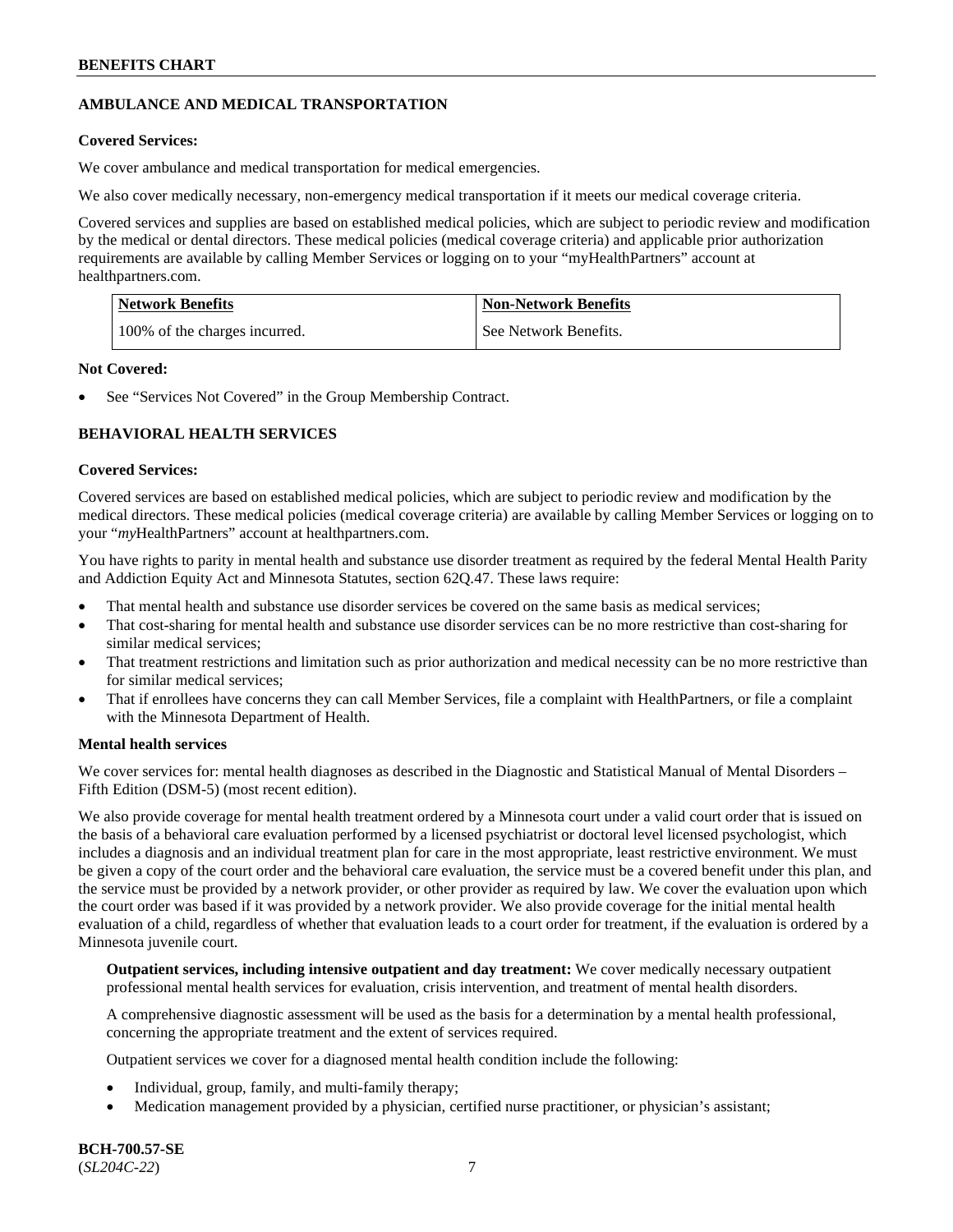## AMBULANCE AND MEDICAL TRANSPORTATION

**Covered Services:**

We cover ambulance and medical transportation for medical emergencies.

We also cover medically necessary, non-emergency medical transportation if it meets our medical coverage criteria.

Covered services and supplies are based on established medical policies, which are subject to periodic review and modification by the medical or dental directors. These medical policies (medical coverage criteria) and applicable prior authorization requirements are available by calling Member Services or logging on to your "myHealthPartners" account at healthpartners.com.

| Network Benefits | Non-Network Benefits |
|---|---|
| 100% of the charges incurred. | See Network Benefits. |

**Not Covered:**

- See "Services Not Covered" in the Group Membership Contract.

## BEHAVIORAL HEALTH SERVICES

**Covered Services:**

Covered services are based on established medical policies, which are subject to periodic review and modification by the medical directors. These medical policies (medical coverage criteria) are available by calling Member Services or logging on to your "*my*HealthPartners" account at healthpartners.com.

You have rights to parity in mental health and substance use disorder treatment as required by the federal Mental Health Parity and Addiction Equity Act and Minnesota Statutes, section 62Q.47. These laws require:

- That mental health and substance use disorder services be covered on the same basis as medical services;
- That cost-sharing for mental health and substance use disorder services can be no more restrictive than cost-sharing for similar medical services;
- That treatment restrictions and limitation such as prior authorization and medical necessity can be no more restrictive than for similar medical services;
- That if enrollees have concerns they can call Member Services, file a complaint with HealthPartners, or file a complaint with the Minnesota Department of Health.

**Mental health services**

We cover services for: mental health diagnoses as described in the Diagnostic and Statistical Manual of Mental Disorders – Fifth Edition (DSM-5) (most recent edition).

We also provide coverage for mental health treatment ordered by a Minnesota court under a valid court order that is issued on the basis of a behavioral care evaluation performed by a licensed psychiatrist or doctoral level licensed psychologist, which includes a diagnosis and an individual treatment plan for care in the most appropriate, least restrictive environment. We must be given a copy of the court order and the behavioral care evaluation, the service must be a covered benefit under this plan, and the service must be provided by a network provider, or other provider as required by law. We cover the evaluation upon which the court order was based if it was provided by a network provider. We also provide coverage for the initial mental health evaluation of a child, regardless of whether that evaluation leads to a court order for treatment, if the evaluation is ordered by a Minnesota juvenile court.

**Outpatient services, including intensive outpatient and day treatment:** We cover medically necessary outpatient professional mental health services for evaluation, crisis intervention, and treatment of mental health disorders.

A comprehensive diagnostic assessment will be used as the basis for a determination by a mental health professional, concerning the appropriate treatment and the extent of services required.

Outpatient services we cover for a diagnosed mental health condition include the following:

- Individual, group, family, and multi-family therapy;
- Medication management provided by a physician, certified nurse practitioner, or physician's assistant;

BCH-700.57-SE
(*SL204C-22*)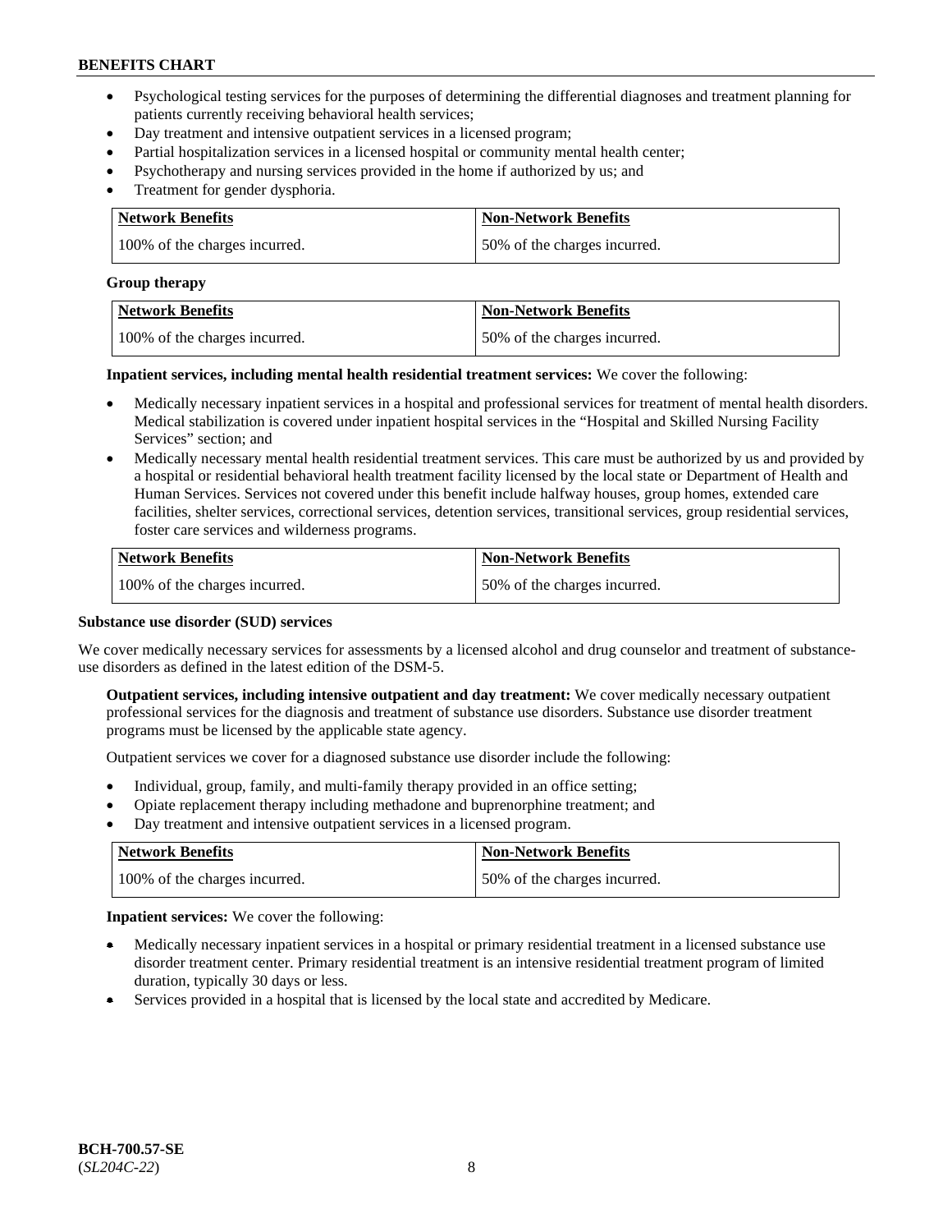- Psychological testing services for the purposes of determining the differential diagnoses and treatment planning for patients currently receiving behavioral health services;
- Day treatment and intensive outpatient services in a licensed program;
- Partial hospitalization services in a licensed hospital or community mental health center;
- Psychotherapy and nursing services provided in the home if authorized by us; and
- Treatment for gender dysphoria.

| Network Benefits | Non-Network Benefits |
| --- | --- |
| 100% of the charges incurred. | 50% of the charges incurred. |

**Group therapy**

| Network Benefits | Non-Network Benefits |
| --- | --- |
| 100% of the charges incurred. | 50% of the charges incurred. |

**Inpatient services, including mental health residential treatment services:** We cover the following:

- Medically necessary inpatient services in a hospital and professional services for treatment of mental health disorders. Medical stabilization is covered under inpatient hospital services in the "Hospital and Skilled Nursing Facility Services" section; and
- Medically necessary mental health residential treatment services. This care must be authorized by us and provided by a hospital or residential behavioral health treatment facility licensed by the local state or Department of Health and Human Services. Services not covered under this benefit include halfway houses, group homes, extended care facilities, shelter services, correctional services, detention services, transitional services, group residential services, foster care services and wilderness programs.

| Network Benefits | Non-Network Benefits |
| --- | --- |
| 100% of the charges incurred. | 50% of the charges incurred. |

**Substance use disorder (SUD) services**

We cover medically necessary services for assessments by a licensed alcohol and drug counselor and treatment of substance-use disorders as defined in the latest edition of the DSM-5.

**Outpatient services, including intensive outpatient and day treatment:** We cover medically necessary outpatient professional services for the diagnosis and treatment of substance use disorders. Substance use disorder treatment programs must be licensed by the applicable state agency.

Outpatient services we cover for a diagnosed substance use disorder include the following:

- Individual, group, family, and multi-family therapy provided in an office setting;
- Opiate replacement therapy including methadone and buprenorphine treatment; and
- Day treatment and intensive outpatient services in a licensed program.

| Network Benefits | Non-Network Benefits |
| --- | --- |
| 100% of the charges incurred. | 50% of the charges incurred. |

**Inpatient services:** We cover the following:

- Medically necessary inpatient services in a hospital or primary residential treatment in a licensed substance use disorder treatment center. Primary residential treatment is an intensive residential treatment program of limited duration, typically 30 days or less.
- Services provided in a hospital that is licensed by the local state and accredited by Medicare.

BCH-700.57-SE
(*SL204C-22*)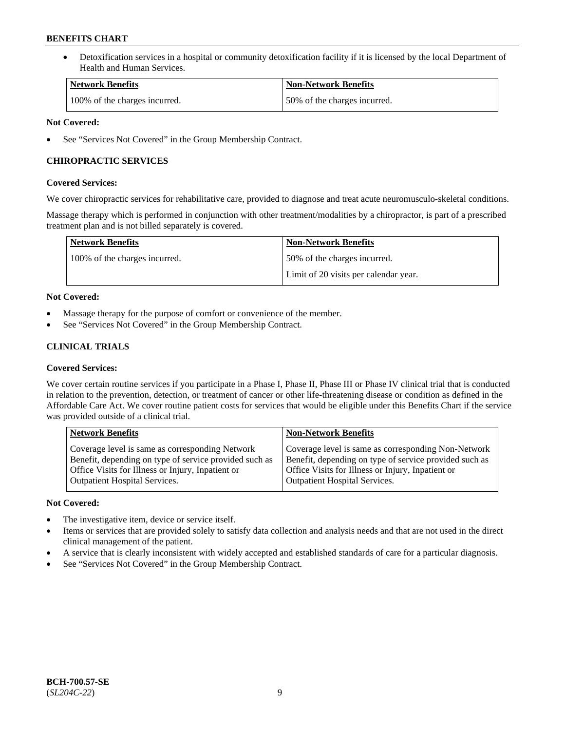- Detoxification services in a hospital or community detoxification facility if it is licensed by the local Department of Health and Human Services.

| Network Benefits | Non-Network Benefits |
|---|---|
| 100% of the charges incurred. | 50% of the charges incurred. |

**Not Covered:**

- See "Services Not Covered" in the Group Membership Contract.

### CHIROPRACTIC SERVICES

**Covered Services:**

We cover chiropractic services for rehabilitative care, provided to diagnose and treat acute neuromusculo-skeletal conditions.

Massage therapy which is performed in conjunction with other treatment/modalities by a chiropractor, is part of a prescribed treatment plan and is not billed separately is covered.

| Network Benefits | Non-Network Benefits |
|---|---|
| 100% of the charges incurred. | 50% of the charges incurred.<br>Limit of 20 visits per calendar year. |

**Not Covered:**

- Massage therapy for the purpose of comfort or convenience of the member.
- See "Services Not Covered" in the Group Membership Contract.

### CLINICAL TRIALS

**Covered Services:**

We cover certain routine services if you participate in a Phase I, Phase II, Phase III or Phase IV clinical trial that is conducted in relation to the prevention, detection, or treatment of cancer or other life-threatening disease or condition as defined in the Affordable Care Act. We cover routine patient costs for services that would be eligible under this Benefits Chart if the service was provided outside of a clinical trial.

| Network Benefits | Non-Network Benefits |
|---|---|
| Coverage level is same as corresponding Network Benefit, depending on type of service provided such as Office Visits for Illness or Injury, Inpatient or Outpatient Hospital Services. | Coverage level is same as corresponding Non-Network Benefit, depending on type of service provided such as Office Visits for Illness or Injury, Inpatient or Outpatient Hospital Services. |

**Not Covered:**

- The investigative item, device or service itself.
- Items or services that are provided solely to satisfy data collection and analysis needs and that are not used in the direct clinical management of the patient.
- A service that is clearly inconsistent with widely accepted and established standards of care for a particular diagnosis.
- See "Services Not Covered" in the Group Membership Contract.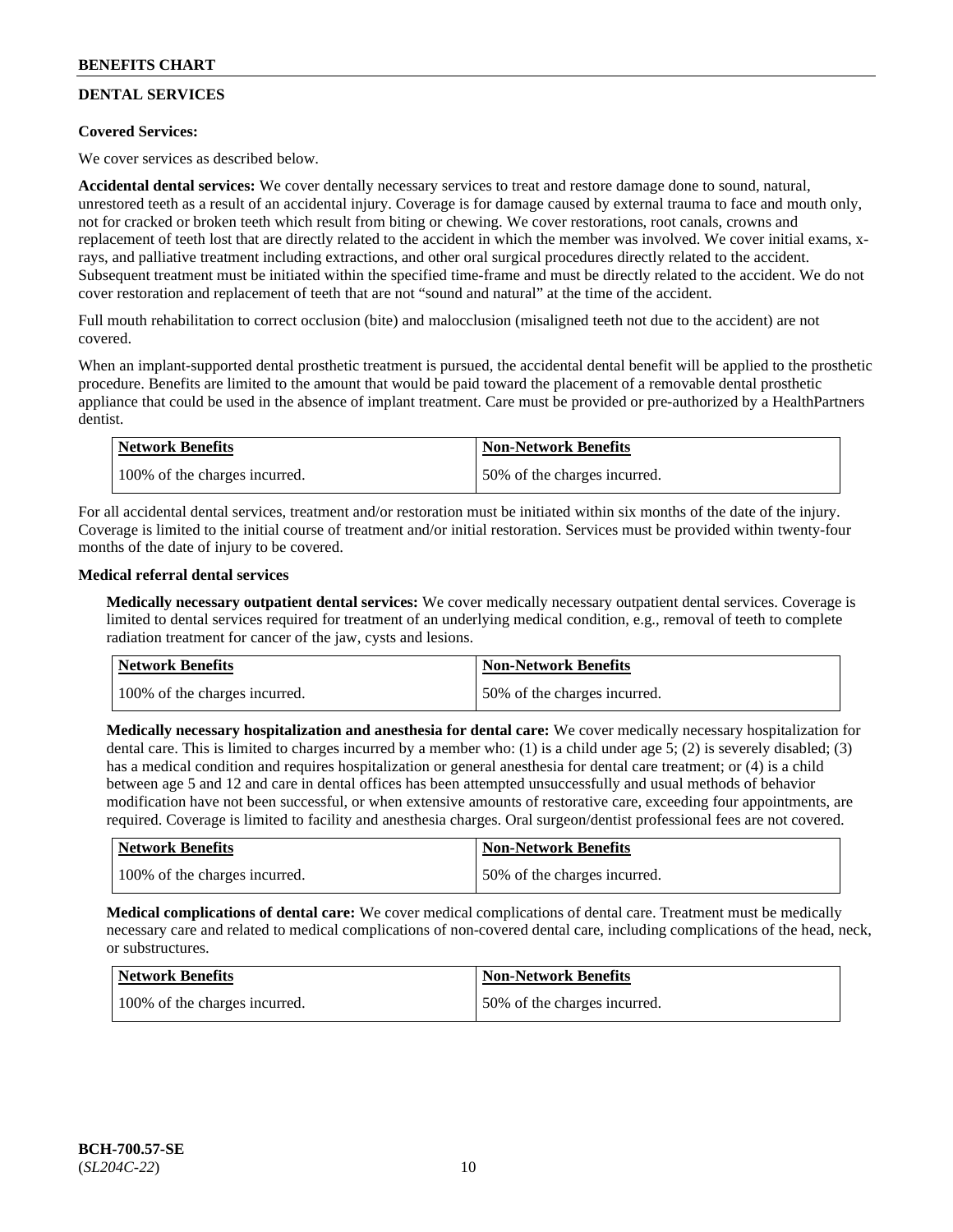## DENTAL SERVICES

**Covered Services:**

We cover services as described below.

**Accidental dental services:** We cover dentally necessary services to treat and restore damage done to sound, natural, unrestored teeth as a result of an accidental injury. Coverage is for damage caused by external trauma to face and mouth only, not for cracked or broken teeth which result from biting or chewing. We cover restorations, root canals, crowns and replacement of teeth lost that are directly related to the accident in which the member was involved. We cover initial exams, x-rays, and palliative treatment including extractions, and other oral surgical procedures directly related to the accident. Subsequent treatment must be initiated within the specified time-frame and must be directly related to the accident. We do not cover restoration and replacement of teeth that are not "sound and natural" at the time of the accident.

Full mouth rehabilitation to correct occlusion (bite) and malocclusion (misaligned teeth not due to the accident) are not covered.

When an implant-supported dental prosthetic treatment is pursued, the accidental dental benefit will be applied to the prosthetic procedure. Benefits are limited to the amount that would be paid toward the placement of a removable dental prosthetic appliance that could be used in the absence of implant treatment. Care must be provided or pre-authorized by a HealthPartners dentist.

| Network Benefits | Non-Network Benefits |
|---|---|
| 100% of the charges incurred. | 50% of the charges incurred. |

For all accidental dental services, treatment and/or restoration must be initiated within six months of the date of the injury. Coverage is limited to the initial course of treatment and/or initial restoration. Services must be provided within twenty-four months of the date of injury to be covered.

**Medical referral dental services**

**Medically necessary outpatient dental services:** We cover medically necessary outpatient dental services. Coverage is limited to dental services required for treatment of an underlying medical condition, e.g., removal of teeth to complete radiation treatment for cancer of the jaw, cysts and lesions.

| Network Benefits | Non-Network Benefits |
|---|---|
| 100% of the charges incurred. | 50% of the charges incurred. |

**Medically necessary hospitalization and anesthesia for dental care:** We cover medically necessary hospitalization for dental care. This is limited to charges incurred by a member who: (1) is a child under age 5; (2) is severely disabled; (3) has a medical condition and requires hospitalization or general anesthesia for dental care treatment; or (4) is a child between age 5 and 12 and care in dental offices has been attempted unsuccessfully and usual methods of behavior modification have not been successful, or when extensive amounts of restorative care, exceeding four appointments, are required. Coverage is limited to facility and anesthesia charges. Oral surgeon/dentist professional fees are not covered.

| Network Benefits | Non-Network Benefits |
|---|---|
| 100% of the charges incurred. | 50% of the charges incurred. |

**Medical complications of dental care:** We cover medical complications of dental care. Treatment must be medically necessary care and related to medical complications of non-covered dental care, including complications of the head, neck, or substructures.

| Network Benefits | Non-Network Benefits |
|---|---|
| 100% of the charges incurred. | 50% of the charges incurred. |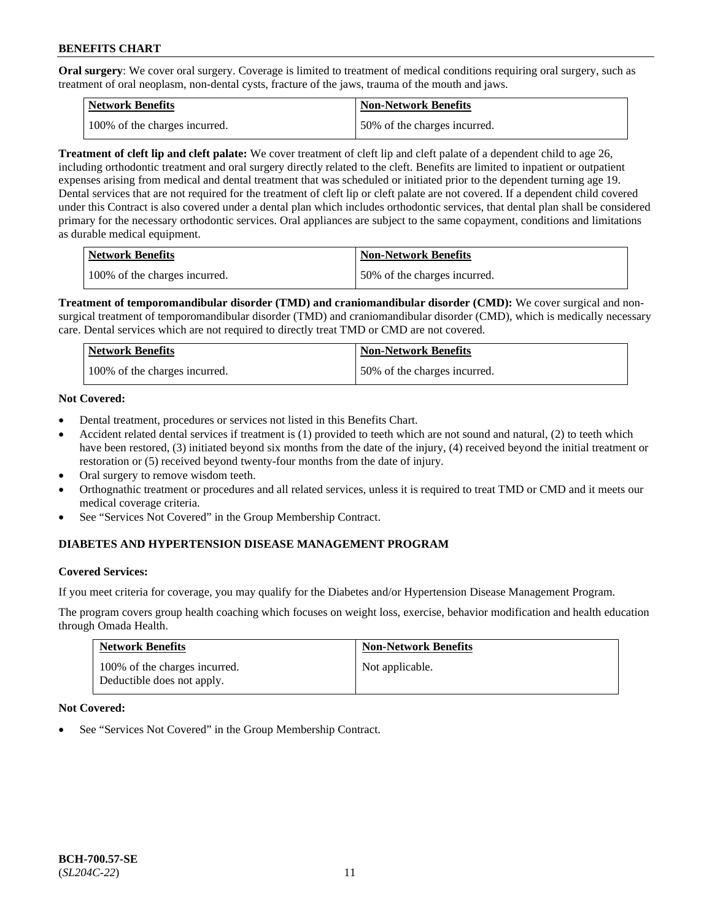**Oral surgery**: We cover oral surgery. Coverage is limited to treatment of medical conditions requiring oral surgery, such as treatment of oral neoplasm, non-dental cysts, fracture of the jaws, trauma of the mouth and jaws.

| Network Benefits | Non-Network Benefits |
|---|---|
| 100% of the charges incurred. | 50% of the charges incurred. |

**Treatment of cleft lip and cleft palate:** We cover treatment of cleft lip and cleft palate of a dependent child to age 26, including orthodontic treatment and oral surgery directly related to the cleft. Benefits are limited to inpatient or outpatient expenses arising from medical and dental treatment that was scheduled or initiated prior to the dependent turning age 19. Dental services that are not required for the treatment of cleft lip or cleft palate are not covered. If a dependent child covered under this Contract is also covered under a dental plan which includes orthodontic services, that dental plan shall be considered primary for the necessary orthodontic services. Oral appliances are subject to the same copayment, conditions and limitations as durable medical equipment.

| Network Benefits | Non-Network Benefits |
|---|---|
| 100% of the charges incurred. | 50% of the charges incurred. |

**Treatment of temporomandibular disorder (TMD) and craniomandibular disorder (CMD):** We cover surgical and non-surgical treatment of temporomandibular disorder (TMD) and craniomandibular disorder (CMD), which is medically necessary care. Dental services which are not required to directly treat TMD or CMD are not covered.

| Network Benefits | Non-Network Benefits |
|---|---|
| 100% of the charges incurred. | 50% of the charges incurred. |

**Not Covered:**

- Dental treatment, procedures or services not listed in this Benefits Chart.
- Accident related dental services if treatment is (1) provided to teeth which are not sound and natural, (2) to teeth which have been restored, (3) initiated beyond six months from the date of the injury, (4) received beyond the initial treatment or restoration or (5) received beyond twenty-four months from the date of injury.
- Oral surgery to remove wisdom teeth.
- Orthognathic treatment or procedures and all related services, unless it is required to treat TMD or CMD and it meets our medical coverage criteria.
- See "Services Not Covered" in the Group Membership Contract.

## DIABETES AND HYPERTENSION DISEASE MANAGEMENT PROGRAM

**Covered Services:**

If you meet criteria for coverage, you may qualify for the Diabetes and/or Hypertension Disease Management Program.

The program covers group health coaching which focuses on weight loss, exercise, behavior modification and health education through Omada Health.

| Network Benefits | Non-Network Benefits |
|---|---|
| 100% of the charges incurred.<br>Deductible does not apply. | Not applicable. |

**Not Covered:**

- See "Services Not Covered" in the Group Membership Contract.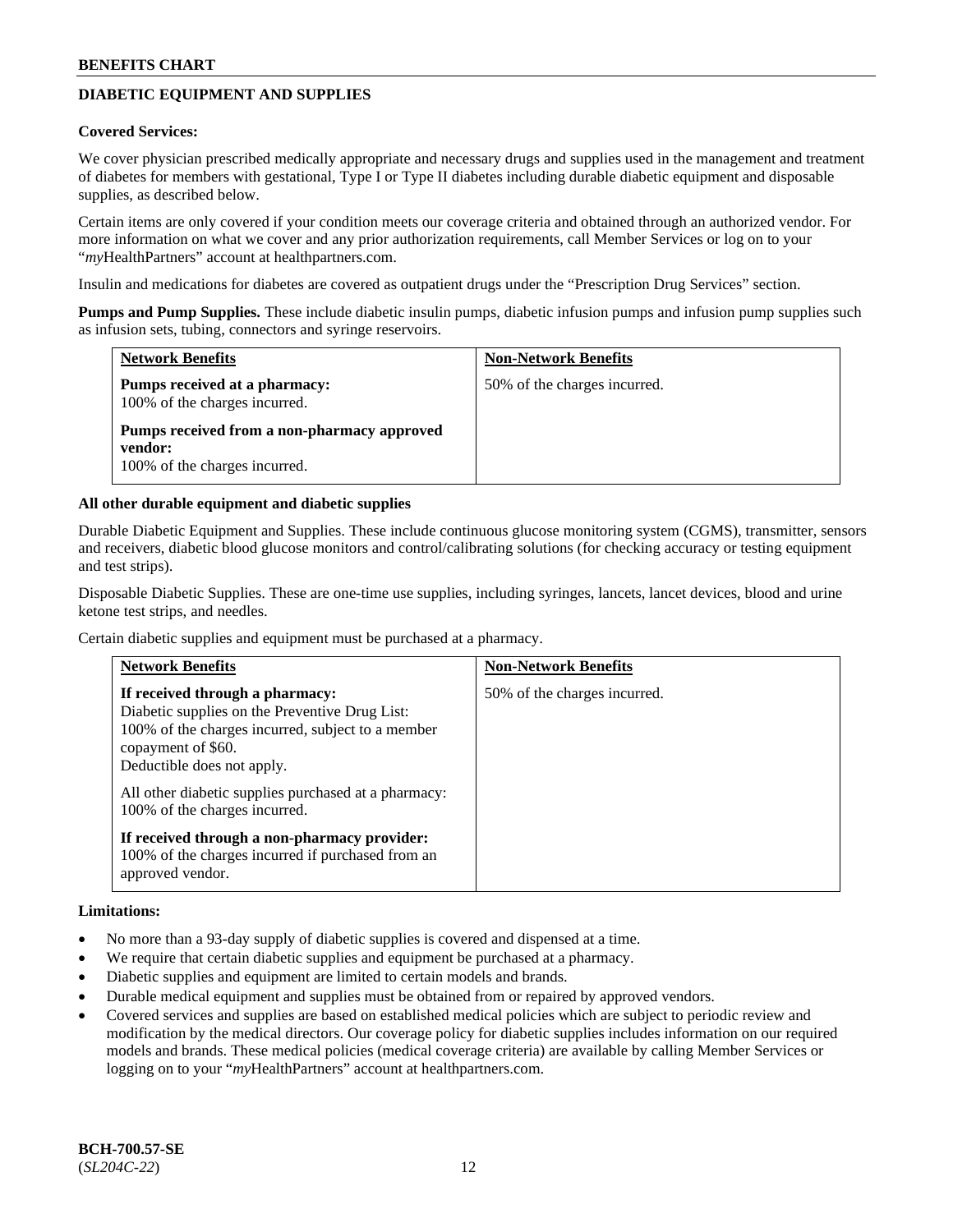## DIABETIC EQUIPMENT AND SUPPLIES

**Covered Services:**

We cover physician prescribed medically appropriate and necessary drugs and supplies used in the management and treatment of diabetes for members with gestational, Type I or Type II diabetes including durable diabetic equipment and disposable supplies, as described below.

Certain items are only covered if your condition meets our coverage criteria and obtained through an authorized vendor. For more information on what we cover and any prior authorization requirements, call Member Services or log on to your "*my*HealthPartners" account at healthpartners.com.

Insulin and medications for diabetes are covered as outpatient drugs under the "Prescription Drug Services" section.

**Pumps and Pump Supplies.** These include diabetic insulin pumps, diabetic infusion pumps and infusion pump supplies such as infusion sets, tubing, connectors and syringe reservoirs.

| Network Benefits | Non-Network Benefits |
|---|---|
| **Pumps received at a pharmacy:**<br>100% of the charges incurred.<br><br>**Pumps received from a non-pharmacy approved vendor:**<br>100% of the charges incurred. | 50% of the charges incurred. |

**All other durable equipment and diabetic supplies**

Durable Diabetic Equipment and Supplies. These include continuous glucose monitoring system (CGMS), transmitter, sensors and receivers, diabetic blood glucose monitors and control/calibrating solutions (for checking accuracy or testing equipment and test strips).

Disposable Diabetic Supplies. These are one-time use supplies, including syringes, lancets, lancet devices, blood and urine ketone test strips, and needles.

Certain diabetic supplies and equipment must be purchased at a pharmacy.

| Network Benefits | Non-Network Benefits |
|---|---|
| **If received through a pharmacy:**<br>Diabetic supplies on the Preventive Drug List: 100% of the charges incurred, subject to a member copayment of $60.<br>Deductible does not apply.<br><br>All other diabetic supplies purchased at a pharmacy: 100% of the charges incurred.<br><br>**If received through a non-pharmacy provider:**<br>100% of the charges incurred if purchased from an approved vendor. | 50% of the charges incurred. |

**Limitations:**

- No more than a 93-day supply of diabetic supplies is covered and dispensed at a time.
- We require that certain diabetic supplies and equipment be purchased at a pharmacy.
- Diabetic supplies and equipment are limited to certain models and brands.
- Durable medical equipment and supplies must be obtained from or repaired by approved vendors.
- Covered services and supplies are based on established medical policies which are subject to periodic review and modification by the medical directors. Our coverage policy for diabetic supplies includes information on our required models and brands. These medical policies (medical coverage criteria) are available by calling Member Services or logging on to your "*my*HealthPartners" account at healthpartners.com.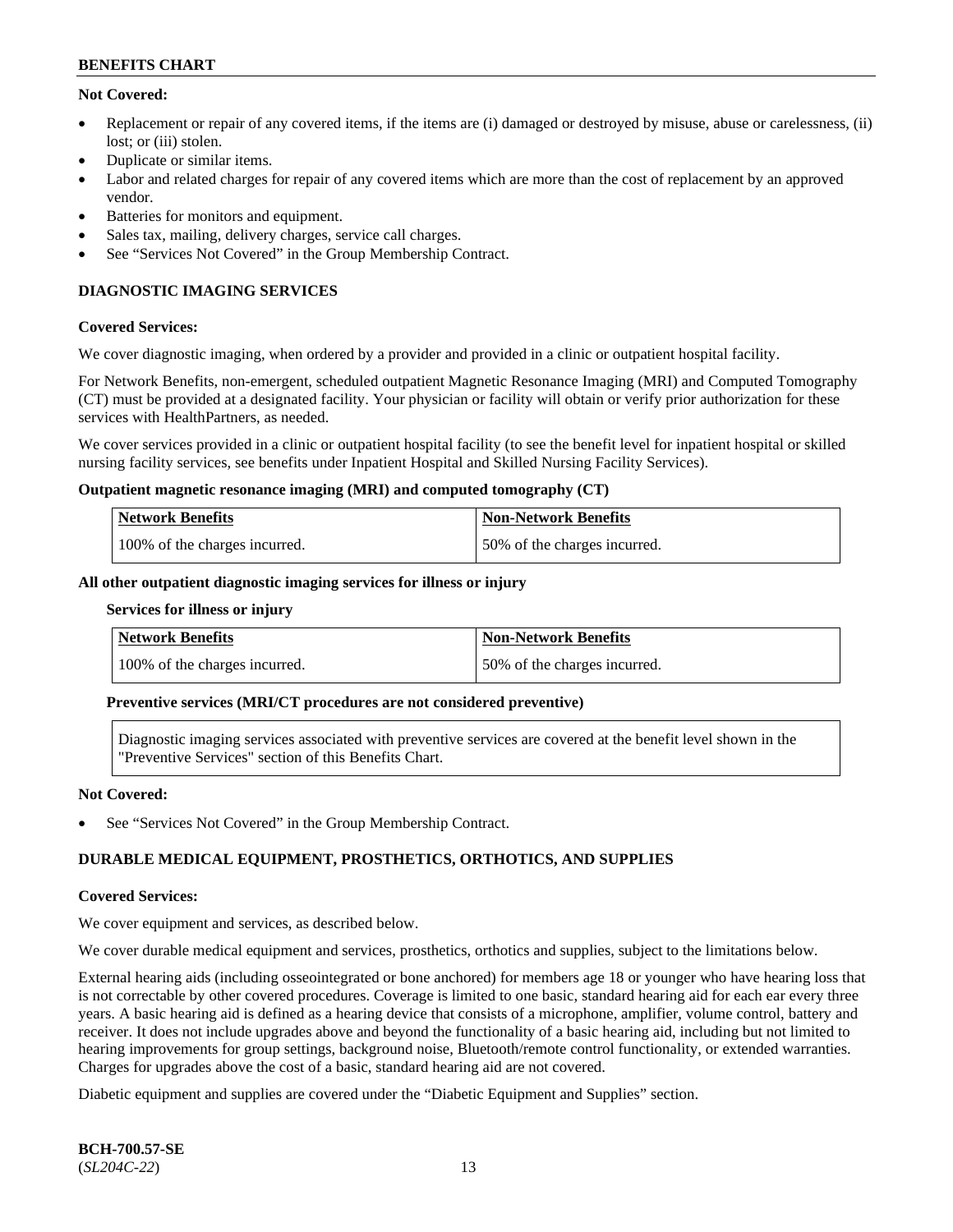**Not Covered:**

- Replacement or repair of any covered items, if the items are (i) damaged or destroyed by misuse, abuse or carelessness, (ii) lost; or (iii) stolen.
- Duplicate or similar items.
- Labor and related charges for repair of any covered items which are more than the cost of replacement by an approved vendor.
- Batteries for monitors and equipment.
- Sales tax, mailing, delivery charges, service call charges.
- See "Services Not Covered" in the Group Membership Contract.

## DIAGNOSTIC IMAGING SERVICES

**Covered Services:**

We cover diagnostic imaging, when ordered by a provider and provided in a clinic or outpatient hospital facility.

For Network Benefits, non-emergent, scheduled outpatient Magnetic Resonance Imaging (MRI) and Computed Tomography (CT) must be provided at a designated facility. Your physician or facility will obtain or verify prior authorization for these services with HealthPartners, as needed.

We cover services provided in a clinic or outpatient hospital facility (to see the benefit level for inpatient hospital or skilled nursing facility services, see benefits under Inpatient Hospital and Skilled Nursing Facility Services).

**Outpatient magnetic resonance imaging (MRI) and computed tomography (CT)**

| Network Benefits | Non-Network Benefits |
|---|---|
| 100% of the charges incurred. | 50% of the charges incurred. |

**All other outpatient diagnostic imaging services for illness or injury**

**Services for illness or injury**

| Network Benefits | Non-Network Benefits |
|---|---|
| 100% of the charges incurred. | 50% of the charges incurred. |

**Preventive services (MRI/CT procedures are not considered preventive)**

Diagnostic imaging services associated with preventive services are covered at the benefit level shown in the "Preventive Services" section of this Benefits Chart.

**Not Covered:**

- See "Services Not Covered" in the Group Membership Contract.

## DURABLE MEDICAL EQUIPMENT, PROSTHETICS, ORTHOTICS, AND SUPPLIES

**Covered Services:**

We cover equipment and services, as described below.

We cover durable medical equipment and services, prosthetics, orthotics and supplies, subject to the limitations below.

External hearing aids (including osseointegrated or bone anchored) for members age 18 or younger who have hearing loss that is not correctable by other covered procedures. Coverage is limited to one basic, standard hearing aid for each ear every three years. A basic hearing aid is defined as a hearing device that consists of a microphone, amplifier, volume control, battery and receiver. It does not include upgrades above and beyond the functionality of a basic hearing aid, including but not limited to hearing improvements for group settings, background noise, Bluetooth/remote control functionality, or extended warranties. Charges for upgrades above the cost of a basic, standard hearing aid are not covered.

Diabetic equipment and supplies are covered under the "Diabetic Equipment and Supplies" section.

BCH-700.57-SE
(*SL204C-22*)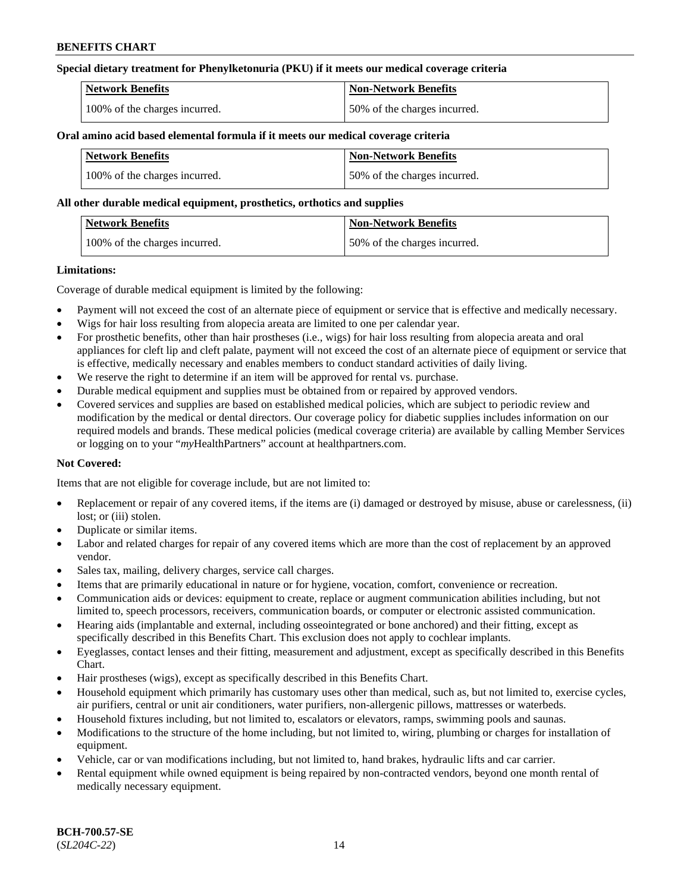**Special dietary treatment for Phenylketonuria (PKU) if it meets our medical coverage criteria**

| Network Benefits | Non-Network Benefits |
|---|---|
| 100% of the charges incurred. | 50% of the charges incurred. |

**Oral amino acid based elemental formula if it meets our medical coverage criteria**

| Network Benefits | Non-Network Benefits |
|---|---|
| 100% of the charges incurred. | 50% of the charges incurred. |

**All other durable medical equipment, prosthetics, orthotics and supplies**

| Network Benefits | Non-Network Benefits |
|---|---|
| 100% of the charges incurred. | 50% of the charges incurred. |

**Limitations:**

Coverage of durable medical equipment is limited by the following:

- Payment will not exceed the cost of an alternate piece of equipment or service that is effective and medically necessary.
- Wigs for hair loss resulting from alopecia areata are limited to one per calendar year.
- For prosthetic benefits, other than hair prostheses (i.e., wigs) for hair loss resulting from alopecia areata and oral appliances for cleft lip and cleft palate, payment will not exceed the cost of an alternate piece of equipment or service that is effective, medically necessary and enables members to conduct standard activities of daily living.
- We reserve the right to determine if an item will be approved for rental vs. purchase.
- Durable medical equipment and supplies must be obtained from or repaired by approved vendors.
- Covered services and supplies are based on established medical policies, which are subject to periodic review and modification by the medical or dental directors. Our coverage policy for diabetic supplies includes information on our required models and brands. These medical policies (medical coverage criteria) are available by calling Member Services or logging on to your "*my*HealthPartners" account at healthpartners.com.

**Not Covered:**

Items that are not eligible for coverage include, but are not limited to:

- Replacement or repair of any covered items, if the items are (i) damaged or destroyed by misuse, abuse or carelessness, (ii) lost; or (iii) stolen.
- Duplicate or similar items.
- Labor and related charges for repair of any covered items which are more than the cost of replacement by an approved vendor.
- Sales tax, mailing, delivery charges, service call charges.
- Items that are primarily educational in nature or for hygiene, vocation, comfort, convenience or recreation.
- Communication aids or devices: equipment to create, replace or augment communication abilities including, but not limited to, speech processors, receivers, communication boards, or computer or electronic assisted communication.
- Hearing aids (implantable and external, including osseointegrated or bone anchored) and their fitting, except as specifically described in this Benefits Chart. This exclusion does not apply to cochlear implants.
- Eyeglasses, contact lenses and their fitting, measurement and adjustment, except as specifically described in this Benefits Chart.
- Hair prostheses (wigs), except as specifically described in this Benefits Chart.
- Household equipment which primarily has customary uses other than medical, such as, but not limited to, exercise cycles, air purifiers, central or unit air conditioners, water purifiers, non-allergenic pillows, mattresses or waterbeds.
- Household fixtures including, but not limited to, escalators or elevators, ramps, swimming pools and saunas.
- Modifications to the structure of the home including, but not limited to, wiring, plumbing or charges for installation of equipment.
- Vehicle, car or van modifications including, but not limited to, hand brakes, hydraulic lifts and car carrier.
- Rental equipment while owned equipment is being repaired by non-contracted vendors, beyond one month rental of medically necessary equipment.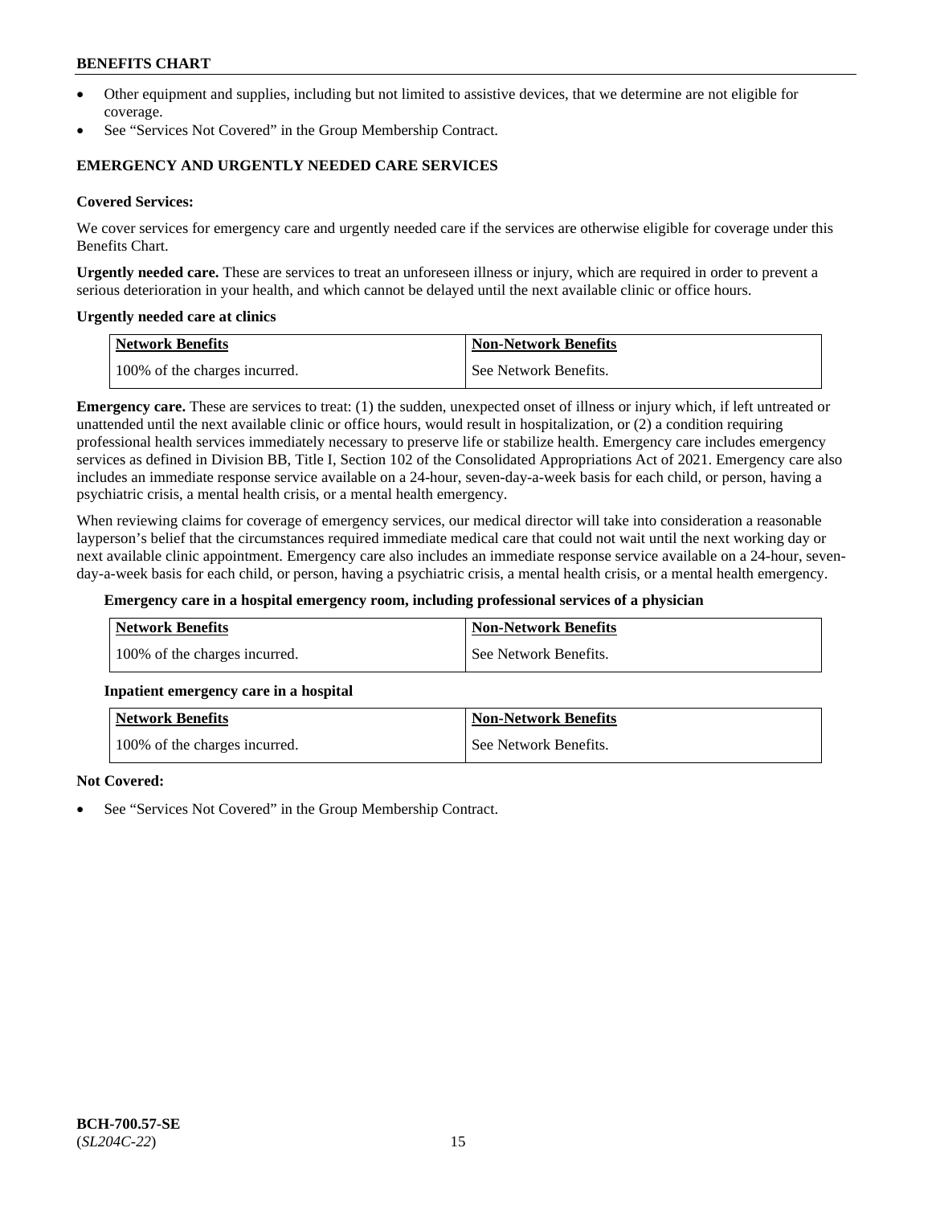- Other equipment and supplies, including but not limited to assistive devices, that we determine are not eligible for coverage.
- See "Services Not Covered" in the Group Membership Contract.

### EMERGENCY AND URGENTLY NEEDED CARE SERVICES

**Covered Services:**

We cover services for emergency care and urgently needed care if the services are otherwise eligible for coverage under this Benefits Chart.

**Urgently needed care.** These are services to treat an unforeseen illness or injury, which are required in order to prevent a serious deterioration in your health, and which cannot be delayed until the next available clinic or office hours.

**Urgently needed care at clinics**

| Network Benefits | Non-Network Benefits |
| --- | --- |
| 100% of the charges incurred. | See Network Benefits. |

**Emergency care.** These are services to treat: (1) the sudden, unexpected onset of illness or injury which, if left untreated or unattended until the next available clinic or office hours, would result in hospitalization, or (2) a condition requiring professional health services immediately necessary to preserve life or stabilize health. Emergency care includes emergency services as defined in Division BB, Title I, Section 102 of the Consolidated Appropriations Act of 2021. Emergency care also includes an immediate response service available on a 24-hour, seven-day-a-week basis for each child, or person, having a psychiatric crisis, a mental health crisis, or a mental health emergency.

When reviewing claims for coverage of emergency services, our medical director will take into consideration a reasonable layperson's belief that the circumstances required immediate medical care that could not wait until the next working day or next available clinic appointment. Emergency care also includes an immediate response service available on a 24-hour, seven-day-a-week basis for each child, or person, having a psychiatric crisis, a mental health crisis, or a mental health emergency.

**Emergency care in a hospital emergency room, including professional services of a physician**

| Network Benefits | Non-Network Benefits |
| --- | --- |
| 100% of the charges incurred. | See Network Benefits. |

**Inpatient emergency care in a hospital**

| Network Benefits | Non-Network Benefits |
| --- | --- |
| 100% of the charges incurred. | See Network Benefits. |

**Not Covered:**

- See "Services Not Covered" in the Group Membership Contract.

**BCH-700.57-SE**
(*SL204C-22*)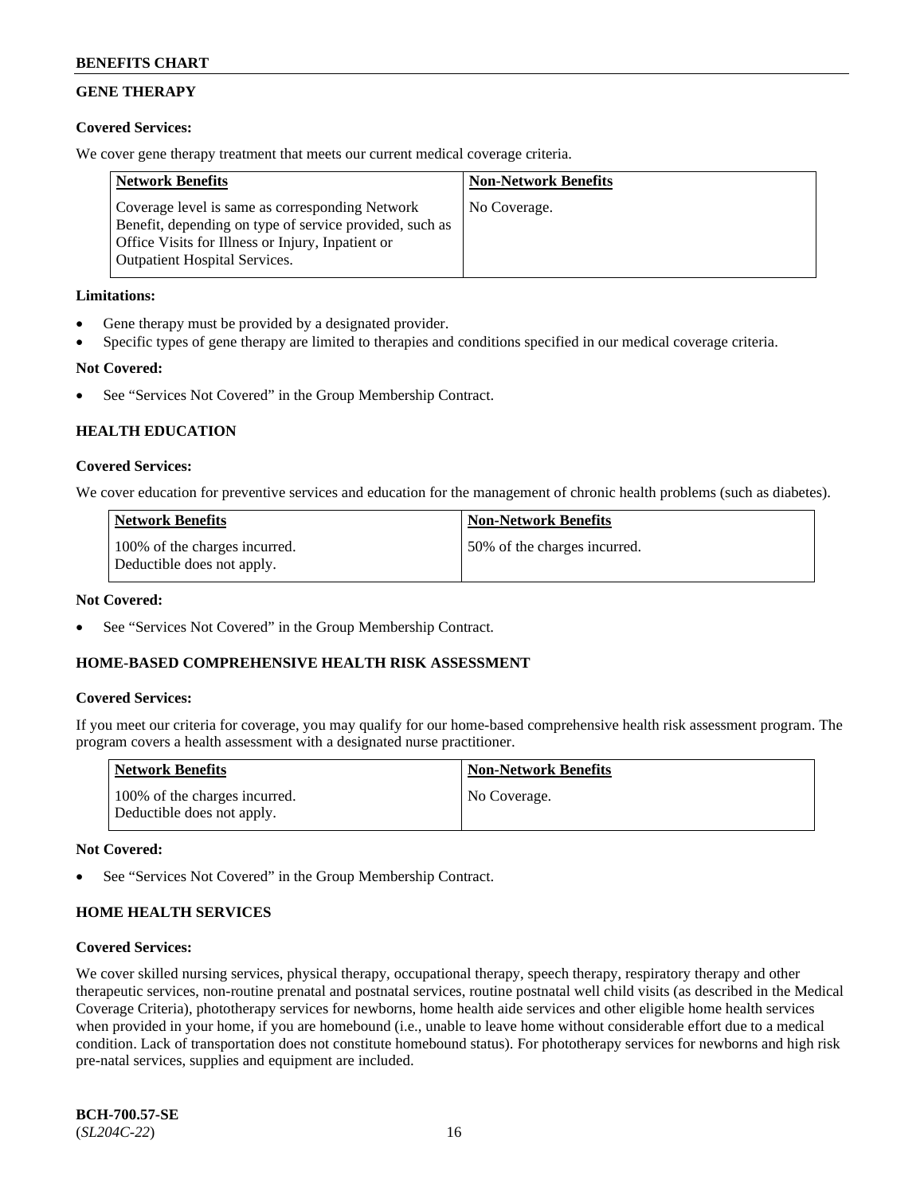## GENE THERAPY

**Covered Services:**

We cover gene therapy treatment that meets our current medical coverage criteria.

| Network Benefits | Non-Network Benefits |
|---|---|
| Coverage level is same as corresponding Network Benefit, depending on type of service provided, such as Office Visits for Illness or Injury, Inpatient or Outpatient Hospital Services. | No Coverage. |

**Limitations:**

- Gene therapy must be provided by a designated provider.
- Specific types of gene therapy are limited to therapies and conditions specified in our medical coverage criteria.

**Not Covered:**

- See "Services Not Covered" in the Group Membership Contract.

## HEALTH EDUCATION

**Covered Services:**

We cover education for preventive services and education for the management of chronic health problems (such as diabetes).

| Network Benefits | Non-Network Benefits |
|---|---|
| 100% of the charges incurred. Deductible does not apply. | 50% of the charges incurred. |

**Not Covered:**

- See "Services Not Covered" in the Group Membership Contract.

## HOME-BASED COMPREHENSIVE HEALTH RISK ASSESSMENT

**Covered Services:**

If you meet our criteria for coverage, you may qualify for our home-based comprehensive health risk assessment program. The program covers a health assessment with a designated nurse practitioner.

| Network Benefits | Non-Network Benefits |
|---|---|
| 100% of the charges incurred. Deductible does not apply. | No Coverage. |

**Not Covered:**

- See "Services Not Covered" in the Group Membership Contract.

## HOME HEALTH SERVICES

**Covered Services:**

We cover skilled nursing services, physical therapy, occupational therapy, speech therapy, respiratory therapy and other therapeutic services, non-routine prenatal and postnatal services, routine postnatal well child visits (as described in the Medical Coverage Criteria), phototherapy services for newborns, home health aide services and other eligible home health services when provided in your home, if you are homebound (i.e., unable to leave home without considerable effort due to a medical condition. Lack of transportation does not constitute homebound status). For phototherapy services for newborns and high risk pre-natal services, supplies and equipment are included.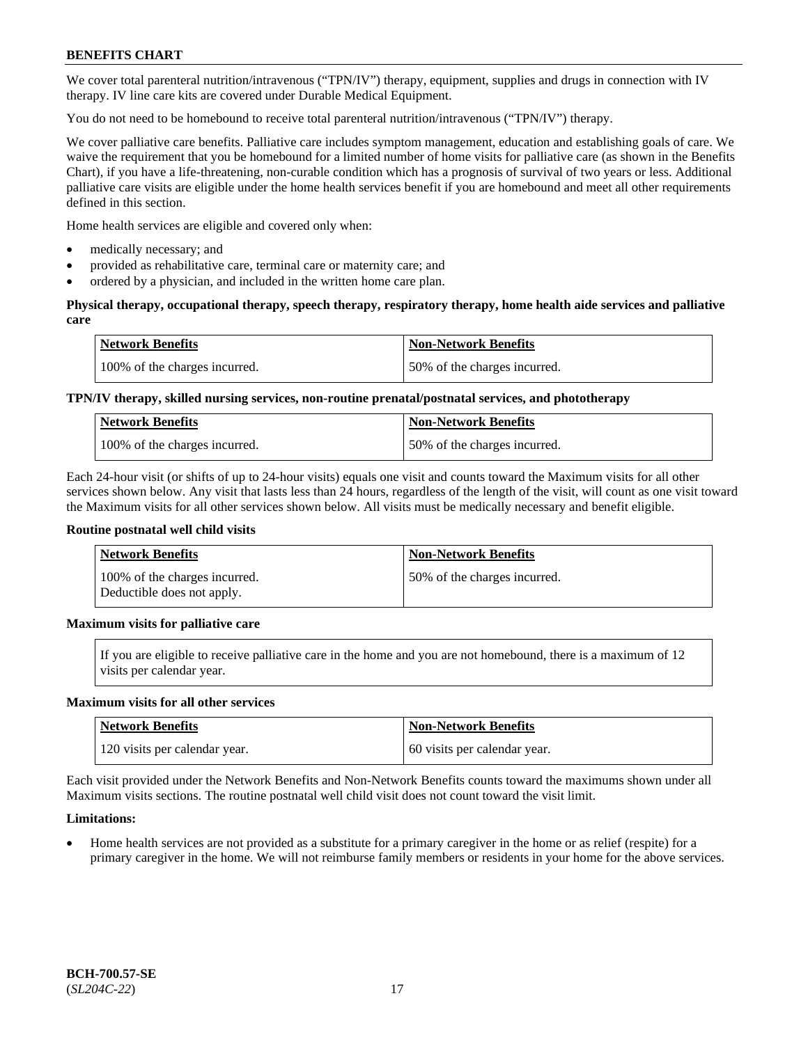We cover total parenteral nutrition/intravenous ("TPN/IV") therapy, equipment, supplies and drugs in connection with IV therapy. IV line care kits are covered under Durable Medical Equipment.

You do not need to be homebound to receive total parenteral nutrition/intravenous ("TPN/IV") therapy.

We cover palliative care benefits. Palliative care includes symptom management, education and establishing goals of care. We waive the requirement that you be homebound for a limited number of home visits for palliative care (as shown in the Benefits Chart), if you have a life-threatening, non-curable condition which has a prognosis of survival of two years or less. Additional palliative care visits are eligible under the home health services benefit if you are homebound and meet all other requirements defined in this section.

Home health services are eligible and covered only when:

- medically necessary; and
- provided as rehabilitative care, terminal care or maternity care; and
- ordered by a physician, and included in the written home care plan.

**Physical therapy, occupational therapy, speech therapy, respiratory therapy, home health aide services and palliative care**

| Network Benefits | Non-Network Benefits |
|---|---|
| 100% of the charges incurred. | 50% of the charges incurred. |

**TPN/IV therapy, skilled nursing services, non-routine prenatal/postnatal services, and phototherapy**

| Network Benefits | Non-Network Benefits |
|---|---|
| 100% of the charges incurred. | 50% of the charges incurred. |

Each 24-hour visit (or shifts of up to 24-hour visits) equals one visit and counts toward the Maximum visits for all other services shown below. Any visit that lasts less than 24 hours, regardless of the length of the visit, will count as one visit toward the Maximum visits for all other services shown below. All visits must be medically necessary and benefit eligible.

**Routine postnatal well child visits**

| Network Benefits | Non-Network Benefits |
|---|---|
| 100% of the charges incurred. Deductible does not apply. | 50% of the charges incurred. |

**Maximum visits for palliative care**

If you are eligible to receive palliative care in the home and you are not homebound, there is a maximum of 12 visits per calendar year.

**Maximum visits for all other services**

| Network Benefits | Non-Network Benefits |
|---|---|
| 120 visits per calendar year. | 60 visits per calendar year. |

Each visit provided under the Network Benefits and Non-Network Benefits counts toward the maximums shown under all Maximum visits sections. The routine postnatal well child visit does not count toward the visit limit.

**Limitations:**

- Home health services are not provided as a substitute for a primary caregiver in the home or as relief (respite) for a primary caregiver in the home. We will not reimburse family members or residents in your home for the above services.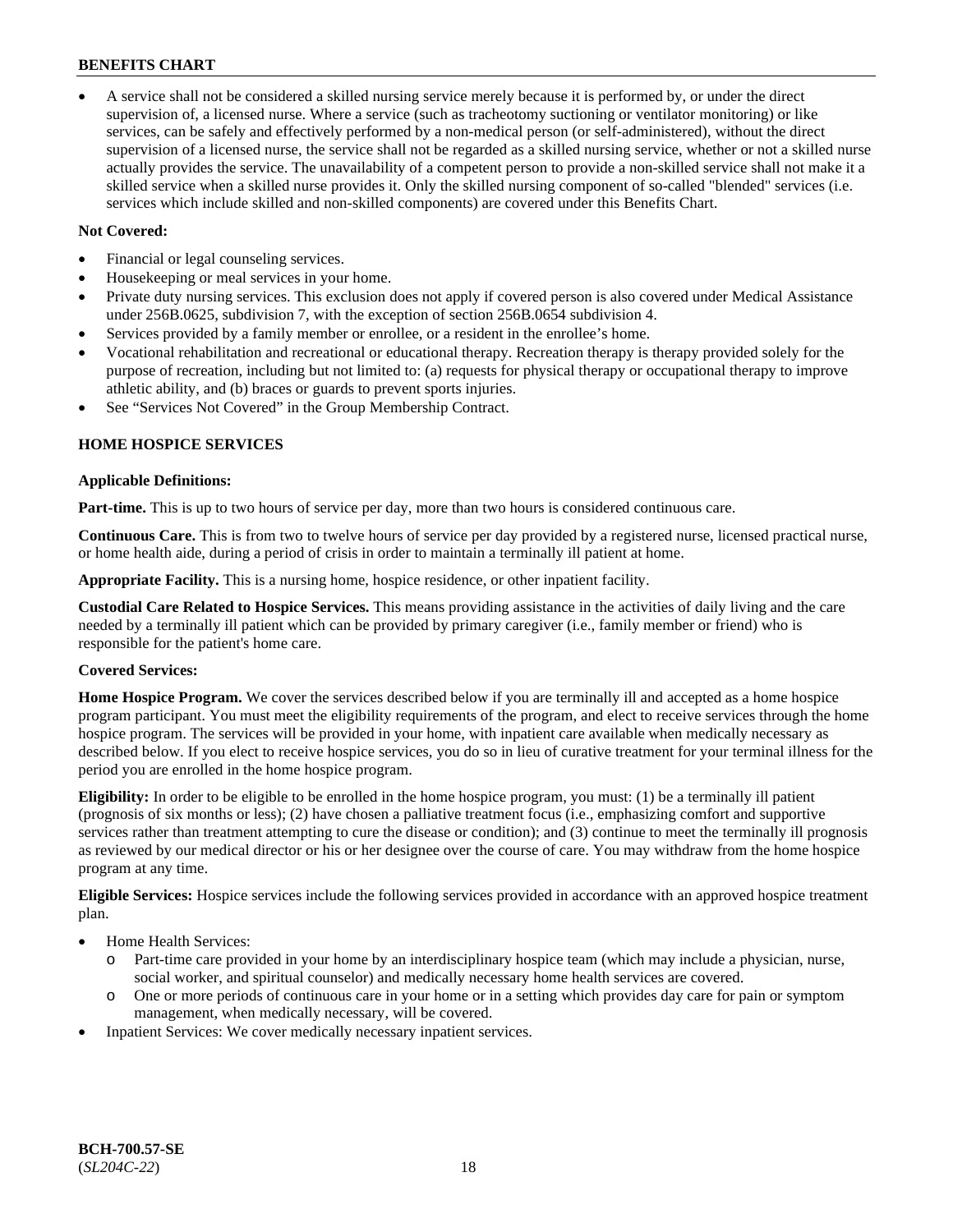- A service shall not be considered a skilled nursing service merely because it is performed by, or under the direct supervision of, a licensed nurse. Where a service (such as tracheotomy suctioning or ventilator monitoring) or like services, can be safely and effectively performed by a non-medical person (or self-administered), without the direct supervision of a licensed nurse, the service shall not be regarded as a skilled nursing service, whether or not a skilled nurse actually provides the service. The unavailability of a competent person to provide a non-skilled service shall not make it a skilled service when a skilled nurse provides it. Only the skilled nursing component of so-called "blended" services (i.e. services which include skilled and non-skilled components) are covered under this Benefits Chart.

**Not Covered:**

- Financial or legal counseling services.
- Housekeeping or meal services in your home.
- Private duty nursing services. This exclusion does not apply if covered person is also covered under Medical Assistance under 256B.0625, subdivision 7, with the exception of section 256B.0654 subdivision 4.
- Services provided by a family member or enrollee, or a resident in the enrollee's home.
- Vocational rehabilitation and recreational or educational therapy. Recreation therapy is therapy provided solely for the purpose of recreation, including but not limited to: (a) requests for physical therapy or occupational therapy to improve athletic ability, and (b) braces or guards to prevent sports injuries.
- See "Services Not Covered" in the Group Membership Contract.

## HOME HOSPICE SERVICES

**Applicable Definitions:**

**Part-time.** This is up to two hours of service per day, more than two hours is considered continuous care.

**Continuous Care.** This is from two to twelve hours of service per day provided by a registered nurse, licensed practical nurse, or home health aide, during a period of crisis in order to maintain a terminally ill patient at home.

**Appropriate Facility.** This is a nursing home, hospice residence, or other inpatient facility.

**Custodial Care Related to Hospice Services.** This means providing assistance in the activities of daily living and the care needed by a terminally ill patient which can be provided by primary caregiver (i.e., family member or friend) who is responsible for the patient's home care.

**Covered Services:**

**Home Hospice Program.** We cover the services described below if you are terminally ill and accepted as a home hospice program participant. You must meet the eligibility requirements of the program, and elect to receive services through the home hospice program. The services will be provided in your home, with inpatient care available when medically necessary as described below. If you elect to receive hospice services, you do so in lieu of curative treatment for your terminal illness for the period you are enrolled in the home hospice program.

**Eligibility:** In order to be eligible to be enrolled in the home hospice program, you must: (1) be a terminally ill patient (prognosis of six months or less); (2) have chosen a palliative treatment focus (i.e., emphasizing comfort and supportive services rather than treatment attempting to cure the disease or condition); and (3) continue to meet the terminally ill prognosis as reviewed by our medical director or his or her designee over the course of care. You may withdraw from the home hospice program at any time.

**Eligible Services:** Hospice services include the following services provided in accordance with an approved hospice treatment plan.

- Home Health Services:
  - Part-time care provided in your home by an interdisciplinary hospice team (which may include a physician, nurse, social worker, and spiritual counselor) and medically necessary home health services are covered.
  - One or more periods of continuous care in your home or in a setting which provides day care for pain or symptom management, when medically necessary, will be covered.
- Inpatient Services: We cover medically necessary inpatient services.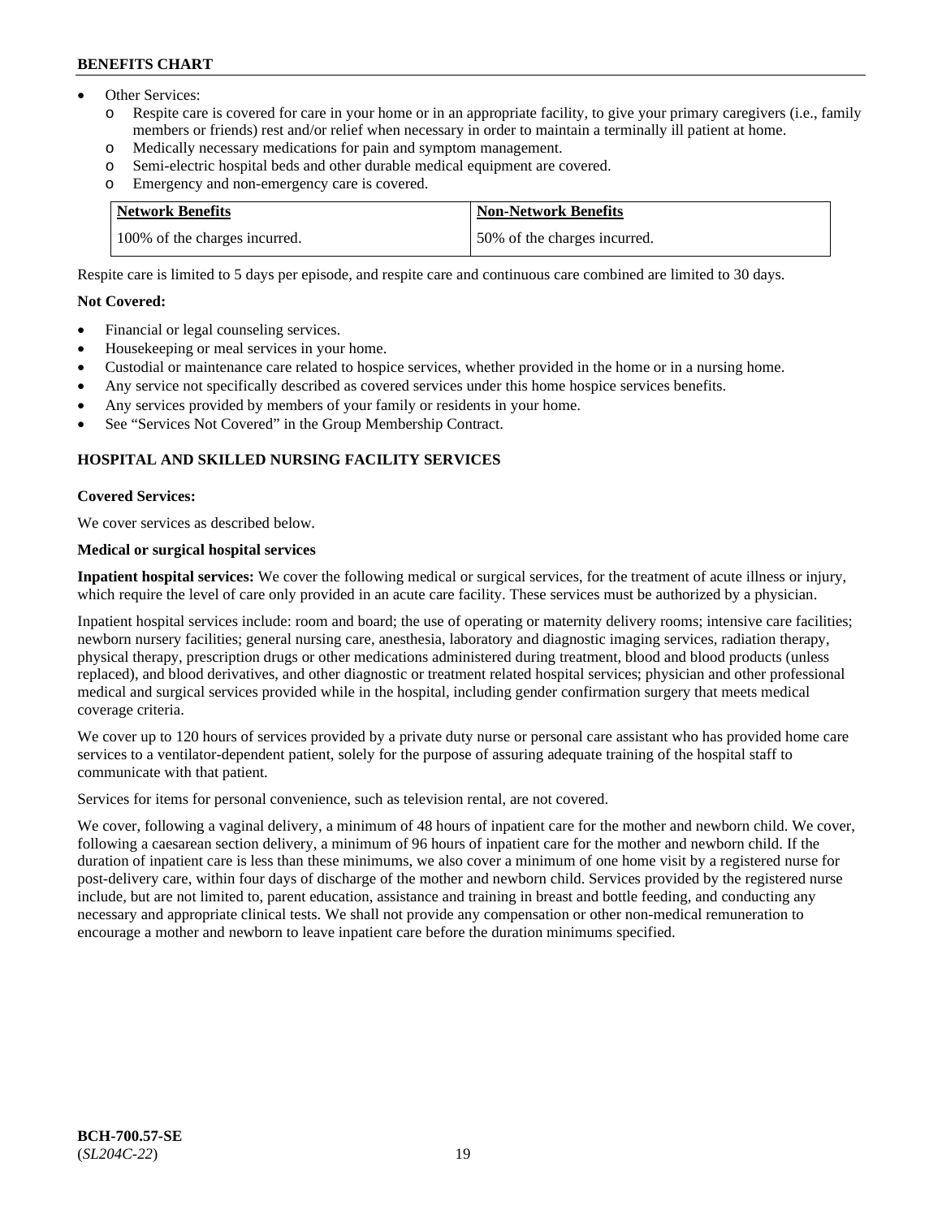- Other Services:
  - Respite care is covered for care in your home or in an appropriate facility, to give your primary caregivers (i.e., family members or friends) rest and/or relief when necessary in order to maintain a terminally ill patient at home.
  - Medically necessary medications for pain and symptom management.
  - Semi-electric hospital beds and other durable medical equipment are covered.
  - Emergency and non-emergency care is covered.

| Network Benefits | Non-Network Benefits |
|---|---|
| 100% of the charges incurred. | 50% of the charges incurred. |

Respite care is limited to 5 days per episode, and respite care and continuous care combined are limited to 30 days.

**Not Covered:**

- Financial or legal counseling services.
- Housekeeping or meal services in your home.
- Custodial or maintenance care related to hospice services, whether provided in the home or in a nursing home.
- Any service not specifically described as covered services under this home hospice services benefits.
- Any services provided by members of your family or residents in your home.
- See "Services Not Covered" in the Group Membership Contract.

## HOSPITAL AND SKILLED NURSING FACILITY SERVICES

**Covered Services:**

We cover services as described below.

**Medical or surgical hospital services**

**Inpatient hospital services:** We cover the following medical or surgical services, for the treatment of acute illness or injury, which require the level of care only provided in an acute care facility. These services must be authorized by a physician.

Inpatient hospital services include: room and board; the use of operating or maternity delivery rooms; intensive care facilities; newborn nursery facilities; general nursing care, anesthesia, laboratory and diagnostic imaging services, radiation therapy, physical therapy, prescription drugs or other medications administered during treatment, blood and blood products (unless replaced), and blood derivatives, and other diagnostic or treatment related hospital services; physician and other professional medical and surgical services provided while in the hospital, including gender confirmation surgery that meets medical coverage criteria.

We cover up to 120 hours of services provided by a private duty nurse or personal care assistant who has provided home care services to a ventilator-dependent patient, solely for the purpose of assuring adequate training of the hospital staff to communicate with that patient.

Services for items for personal convenience, such as television rental, are not covered.

We cover, following a vaginal delivery, a minimum of 48 hours of inpatient care for the mother and newborn child. We cover, following a caesarean section delivery, a minimum of 96 hours of inpatient care for the mother and newborn child. If the duration of inpatient care is less than these minimums, we also cover a minimum of one home visit by a registered nurse for post-delivery care, within four days of discharge of the mother and newborn child. Services provided by the registered nurse include, but are not limited to, parent education, assistance and training in breast and bottle feeding, and conducting any necessary and appropriate clinical tests. We shall not provide any compensation or other non-medical remuneration to encourage a mother and newborn to leave inpatient care before the duration minimums specified.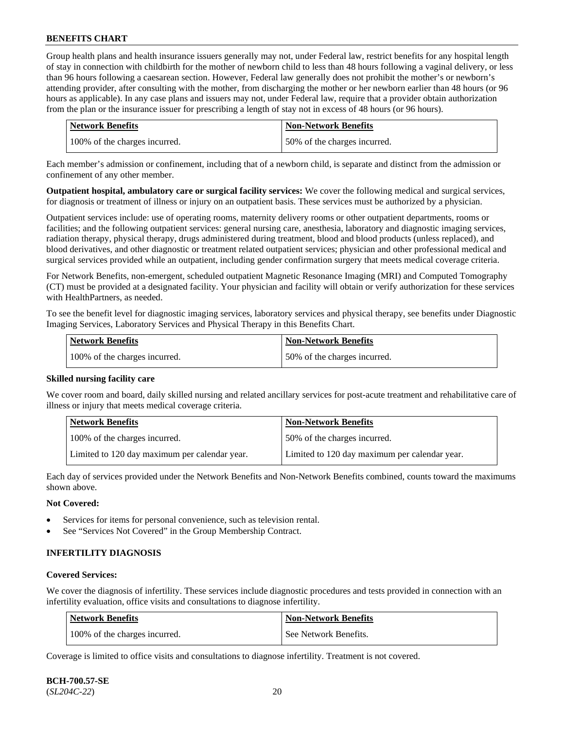Group health plans and health insurance issuers generally may not, under Federal law, restrict benefits for any hospital length of stay in connection with childbirth for the mother of newborn child to less than 48 hours following a vaginal delivery, or less than 96 hours following a caesarean section. However, Federal law generally does not prohibit the mother's or newborn's attending provider, after consulting with the mother, from discharging the mother or her newborn earlier than 48 hours (or 96 hours as applicable). In any case plans and issuers may not, under Federal law, require that a provider obtain authorization from the plan or the insurance issuer for prescribing a length of stay not in excess of 48 hours (or 96 hours).

| Network Benefits | Non-Network Benefits |
|---|---|
| 100% of the charges incurred. | 50% of the charges incurred. |

Each member's admission or confinement, including that of a newborn child, is separate and distinct from the admission or confinement of any other member.

**Outpatient hospital, ambulatory care or surgical facility services:** We cover the following medical and surgical services, for diagnosis or treatment of illness or injury on an outpatient basis. These services must be authorized by a physician.

Outpatient services include: use of operating rooms, maternity delivery rooms or other outpatient departments, rooms or facilities; and the following outpatient services: general nursing care, anesthesia, laboratory and diagnostic imaging services, radiation therapy, physical therapy, drugs administered during treatment, blood and blood products (unless replaced), and blood derivatives, and other diagnostic or treatment related outpatient services; physician and other professional medical and surgical services provided while an outpatient, including gender confirmation surgery that meets medical coverage criteria.

For Network Benefits, non-emergent, scheduled outpatient Magnetic Resonance Imaging (MRI) and Computed Tomography (CT) must be provided at a designated facility. Your physician and facility will obtain or verify authorization for these services with HealthPartners, as needed.

To see the benefit level for diagnostic imaging services, laboratory services and physical therapy, see benefits under Diagnostic Imaging Services, Laboratory Services and Physical Therapy in this Benefits Chart.

| Network Benefits | Non-Network Benefits |
|---|---|
| 100% of the charges incurred. | 50% of the charges incurred. |

**Skilled nursing facility care**

We cover room and board, daily skilled nursing and related ancillary services for post-acute treatment and rehabilitative care of illness or injury that meets medical coverage criteria.

| Network Benefits | Non-Network Benefits |
|---|---|
| 100% of the charges incurred. | 50% of the charges incurred. |
| Limited to 120 day maximum per calendar year. | Limited to 120 day maximum per calendar year. |

Each day of services provided under the Network Benefits and Non-Network Benefits combined, counts toward the maximums shown above.

**Not Covered:**

- Services for items for personal convenience, such as television rental.
- See "Services Not Covered" in the Group Membership Contract.

**INFERTILITY DIAGNOSIS**

**Covered Services:**

We cover the diagnosis of infertility. These services include diagnostic procedures and tests provided in connection with an infertility evaluation, office visits and consultations to diagnose infertility.

| Network Benefits | Non-Network Benefits |
|---|---|
| 100% of the charges incurred. | See Network Benefits. |

Coverage is limited to office visits and consultations to diagnose infertility. Treatment is not covered.

**BCH-700.57-SE**
(*SL204C-22*)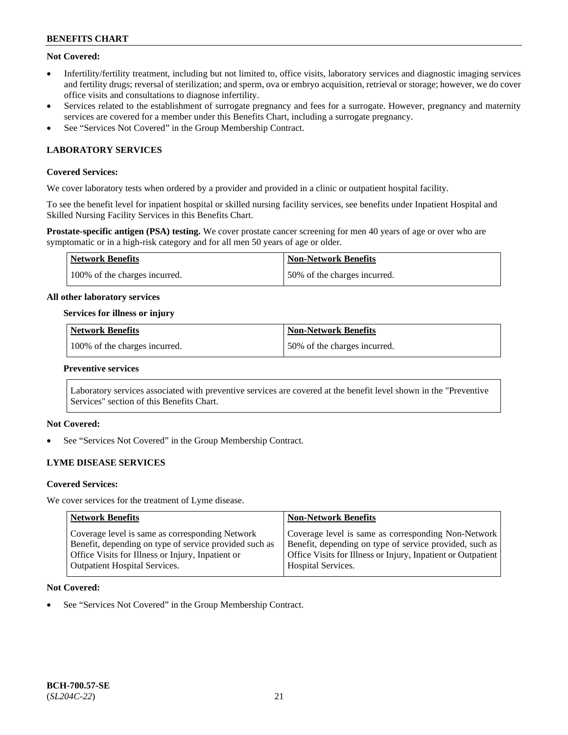**Not Covered:**

- Infertility/fertility treatment, including but not limited to, office visits, laboratory services and diagnostic imaging services and fertility drugs; reversal of sterilization; and sperm, ova or embryo acquisition, retrieval or storage; however, we do cover office visits and consultations to diagnose infertility.
- Services related to the establishment of surrogate pregnancy and fees for a surrogate. However, pregnancy and maternity services are covered for a member under this Benefits Chart, including a surrogate pregnancy.
- See "Services Not Covered" in the Group Membership Contract.

## LABORATORY SERVICES

**Covered Services:**

We cover laboratory tests when ordered by a provider and provided in a clinic or outpatient hospital facility.

To see the benefit level for inpatient hospital or skilled nursing facility services, see benefits under Inpatient Hospital and Skilled Nursing Facility Services in this Benefits Chart.

**Prostate-specific antigen (PSA) testing.** We cover prostate cancer screening for men 40 years of age or over who are symptomatic or in a high-risk category and for all men 50 years of age or older.

| Network Benefits | Non-Network Benefits |
|---|---|
| 100% of the charges incurred. | 50% of the charges incurred. |

**All other laboratory services**

**Services for illness or injury**

| Network Benefits | Non-Network Benefits |
|---|---|
| 100% of the charges incurred. | 50% of the charges incurred. |

**Preventive services**

Laboratory services associated with preventive services are covered at the benefit level shown in the "Preventive Services" section of this Benefits Chart.

**Not Covered:**

- See "Services Not Covered" in the Group Membership Contract.

## LYME DISEASE SERVICES

**Covered Services:**

We cover services for the treatment of Lyme disease.

| Network Benefits | Non-Network Benefits |
|---|---|
| Coverage level is same as corresponding Network Benefit, depending on type of service provided such as Office Visits for Illness or Injury, Inpatient or Outpatient Hospital Services. | Coverage level is same as corresponding Non-Network Benefit, depending on type of service provided, such as Office Visits for Illness or Injury, Inpatient or Outpatient Hospital Services. |

**Not Covered:**

- See "Services Not Covered" in the Group Membership Contract.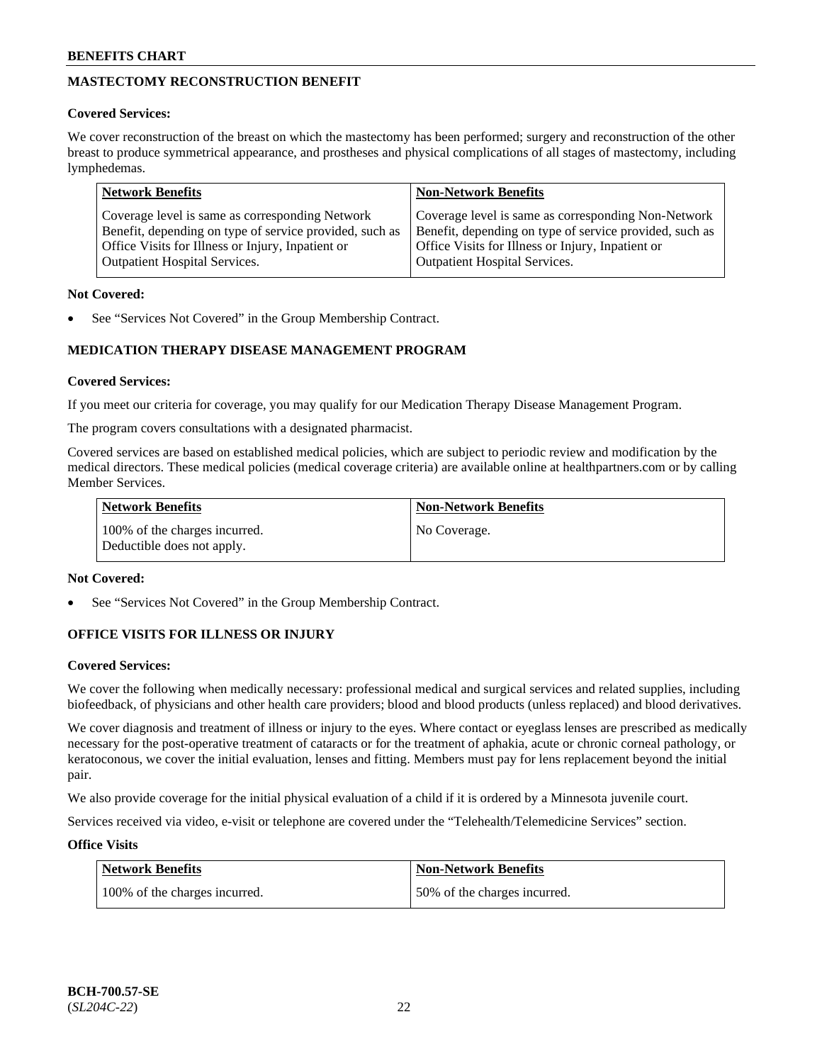## MASTECTOMY RECONSTRUCTION BENEFIT

**Covered Services:**

We cover reconstruction of the breast on which the mastectomy has been performed; surgery and reconstruction of the other breast to produce symmetrical appearance, and prostheses and physical complications of all stages of mastectomy, including lymphedemas.

| Network Benefits | Non-Network Benefits |
|---|---|
| Coverage level is same as corresponding Network Benefit, depending on type of service provided, such as Office Visits for Illness or Injury, Inpatient or Outpatient Hospital Services. | Coverage level is same as corresponding Non-Network Benefit, depending on type of service provided, such as Office Visits for Illness or Injury, Inpatient or Outpatient Hospital Services. |

**Not Covered:**

- See "Services Not Covered" in the Group Membership Contract.

## MEDICATION THERAPY DISEASE MANAGEMENT PROGRAM

**Covered Services:**

If you meet our criteria for coverage, you may qualify for our Medication Therapy Disease Management Program.

The program covers consultations with a designated pharmacist.

Covered services are based on established medical policies, which are subject to periodic review and modification by the medical directors. These medical policies (medical coverage criteria) are available online at healthpartners.com or by calling Member Services.

| Network Benefits | Non-Network Benefits |
|---|---|
| 100% of the charges incurred. Deductible does not apply. | No Coverage. |

**Not Covered:**

- See "Services Not Covered" in the Group Membership Contract.

## OFFICE VISITS FOR ILLNESS OR INJURY

**Covered Services:**

We cover the following when medically necessary: professional medical and surgical services and related supplies, including biofeedback, of physicians and other health care providers; blood and blood products (unless replaced) and blood derivatives.

We cover diagnosis and treatment of illness or injury to the eyes. Where contact or eyeglass lenses are prescribed as medically necessary for the post-operative treatment of cataracts or for the treatment of aphakia, acute or chronic corneal pathology, or keratoconous, we cover the initial evaluation, lenses and fitting. Members must pay for lens replacement beyond the initial pair.

We also provide coverage for the initial physical evaluation of a child if it is ordered by a Minnesota juvenile court.

Services received via video, e-visit or telephone are covered under the "Telehealth/Telemedicine Services" section.

**Office Visits**

| Network Benefits | Non-Network Benefits |
|---|---|
| 100% of the charges incurred. | 50% of the charges incurred. |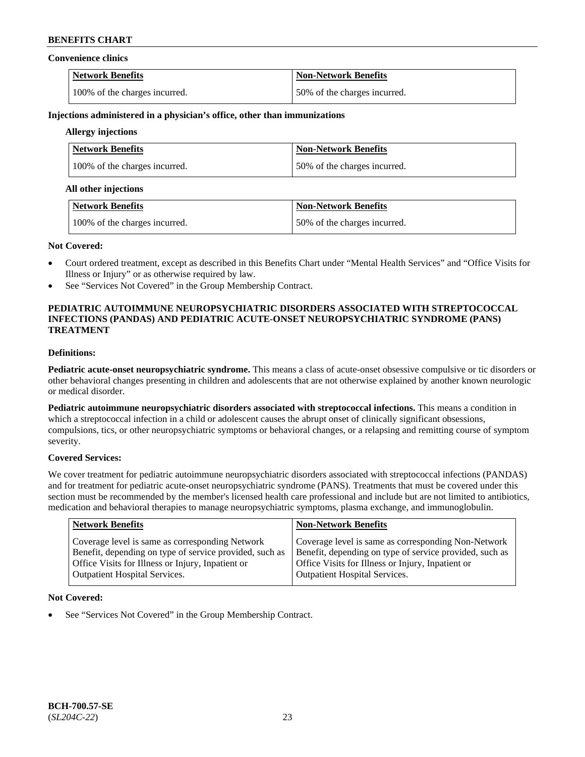**Convenience clinics**

| Network Benefits | Non-Network Benefits |
|---|---|
| 100% of the charges incurred. | 50% of the charges incurred. |

**Injections administered in a physician's office, other than immunizations**

**Allergy injections**

| Network Benefits | Non-Network Benefits |
|---|---|
| 100% of the charges incurred. | 50% of the charges incurred. |

**All other injections**

| Network Benefits | Non-Network Benefits |
|---|---|
| 100% of the charges incurred. | 50% of the charges incurred. |

**Not Covered:**

- Court ordered treatment, except as described in this Benefits Chart under "Mental Health Services" and "Office Visits for Illness or Injury" or as otherwise required by law.
- See "Services Not Covered" in the Group Membership Contract.

## PEDIATRIC AUTOIMMUNE NEUROPSYCHIATRIC DISORDERS ASSOCIATED WITH STREPTOCOCCAL INFECTIONS (PANDAS) AND PEDIATRIC ACUTE-ONSET NEUROPSYCHIATRIC SYNDROME (PANS) TREATMENT

**Definitions:**

**Pediatric acute-onset neuropsychiatric syndrome.** This means a class of acute-onset obsessive compulsive or tic disorders or other behavioral changes presenting in children and adolescents that are not otherwise explained by another known neurologic or medical disorder.

**Pediatric autoimmune neuropsychiatric disorders associated with streptococcal infections.** This means a condition in which a streptococcal infection in a child or adolescent causes the abrupt onset of clinically significant obsessions, compulsions, tics, or other neuropsychiatric symptoms or behavioral changes, or a relapsing and remitting course of symptom severity.

**Covered Services:**

We cover treatment for pediatric autoimmune neuropsychiatric disorders associated with streptococcal infections (PANDAS) and for treatment for pediatric acute-onset neuropsychiatric syndrome (PANS). Treatments that must be covered under this section must be recommended by the member's licensed health care professional and include but are not limited to antibiotics, medication and behavioral therapies to manage neuropsychiatric symptoms, plasma exchange, and immunoglobulin.

| Network Benefits | Non-Network Benefits |
|---|---|
| Coverage level is same as corresponding Network Benefit, depending on type of service provided, such as Office Visits for Illness or Injury, Inpatient or Outpatient Hospital Services. | Coverage level is same as corresponding Non-Network Benefit, depending on type of service provided, such as Office Visits for Illness or Injury, Inpatient or Outpatient Hospital Services. |

**Not Covered:**

- See "Services Not Covered" in the Group Membership Contract.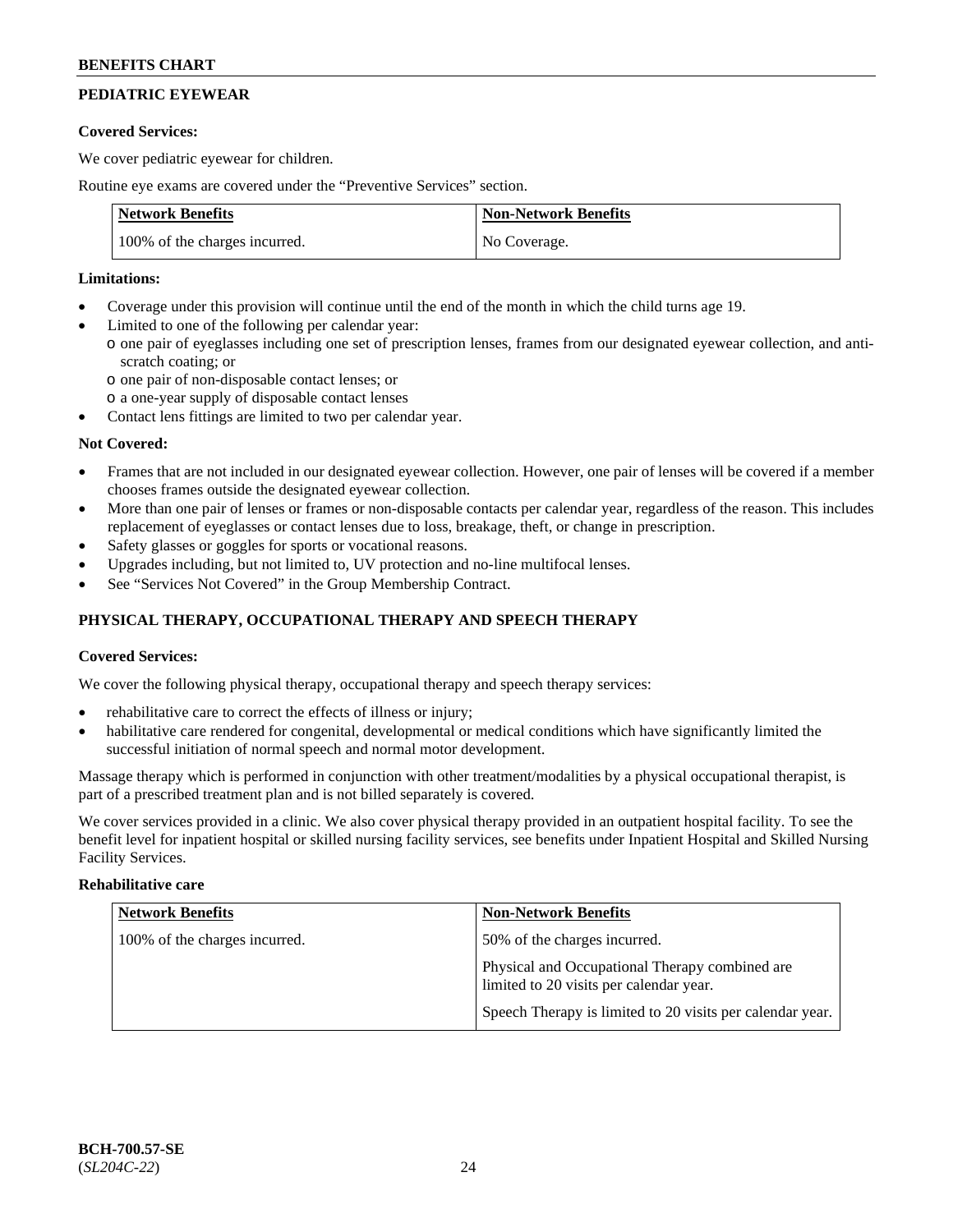## PEDIATRIC EYEWEAR

**Covered Services:**

We cover pediatric eyewear for children.

Routine eye exams are covered under the "Preventive Services" section.

| Network Benefits | Non-Network Benefits |
|---|---|
| 100% of the charges incurred. | No Coverage. |

**Limitations:**

- Coverage under this provision will continue until the end of the month in which the child turns age 19.
- Limited to one of the following per calendar year:
  - one pair of eyeglasses including one set of prescription lenses, frames from our designated eyewear collection, and anti-scratch coating; or
  - one pair of non-disposable contact lenses; or
  - a one-year supply of disposable contact lenses
- Contact lens fittings are limited to two per calendar year.

**Not Covered:**

- Frames that are not included in our designated eyewear collection. However, one pair of lenses will be covered if a member chooses frames outside the designated eyewear collection.
- More than one pair of lenses or frames or non-disposable contacts per calendar year, regardless of the reason. This includes replacement of eyeglasses or contact lenses due to loss, breakage, theft, or change in prescription.
- Safety glasses or goggles for sports or vocational reasons.
- Upgrades including, but not limited to, UV protection and no-line multifocal lenses.
- See "Services Not Covered" in the Group Membership Contract.

## PHYSICAL THERAPY, OCCUPATIONAL THERAPY AND SPEECH THERAPY

**Covered Services:**

We cover the following physical therapy, occupational therapy and speech therapy services:

- rehabilitative care to correct the effects of illness or injury;
- habilitative care rendered for congenital, developmental or medical conditions which have significantly limited the successful initiation of normal speech and normal motor development.

Massage therapy which is performed in conjunction with other treatment/modalities by a physical occupational therapist, is part of a prescribed treatment plan and is not billed separately is covered.

We cover services provided in a clinic. We also cover physical therapy provided in an outpatient hospital facility. To see the benefit level for inpatient hospital or skilled nursing facility services, see benefits under Inpatient Hospital and Skilled Nursing Facility Services.

**Rehabilitative care**

| Network Benefits | Non-Network Benefits |
|---|---|
| 100% of the charges incurred. | 50% of the charges incurred.<br><br>Physical and Occupational Therapy combined are limited to 20 visits per calendar year.<br><br>Speech Therapy is limited to 20 visits per calendar year. |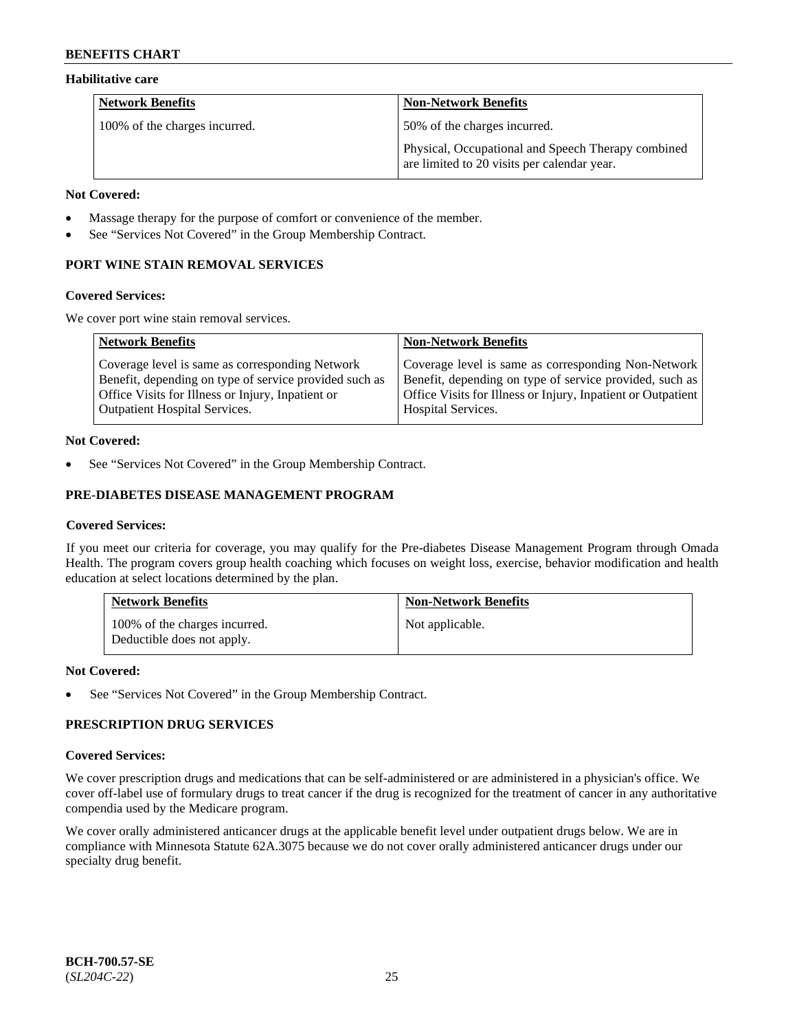**Habilitative care**

| Network Benefits | Non-Network Benefits |
|---|---|
| 100% of the charges incurred. | 50% of the charges incurred.<br><br>Physical, Occupational and Speech Therapy combined are limited to 20 visits per calendar year. |

**Not Covered:**

- Massage therapy for the purpose of comfort or convenience of the member.
- See "Services Not Covered" in the Group Membership Contract.

## PORT WINE STAIN REMOVAL SERVICES

**Covered Services:**

We cover port wine stain removal services.

| Network Benefits | Non-Network Benefits |
|---|---|
| Coverage level is same as corresponding Network Benefit, depending on type of service provided such as Office Visits for Illness or Injury, Inpatient or Outpatient Hospital Services. | Coverage level is same as corresponding Non-Network Benefit, depending on type of service provided, such as Office Visits for Illness or Injury, Inpatient or Outpatient Hospital Services. |

**Not Covered:**

- See "Services Not Covered" in the Group Membership Contract.

## PRE-DIABETES DISEASE MANAGEMENT PROGRAM

**Covered Services:**

If you meet our criteria for coverage, you may qualify for the Pre-diabetes Disease Management Program through Omada Health. The program covers group health coaching which focuses on weight loss, exercise, behavior modification and health education at select locations determined by the plan.

| Network Benefits | Non-Network Benefits |
|---|---|
| 100% of the charges incurred.<br>Deductible does not apply. | Not applicable. |

**Not Covered:**

- See "Services Not Covered" in the Group Membership Contract.

## PRESCRIPTION DRUG SERVICES

**Covered Services:**

We cover prescription drugs and medications that can be self-administered or are administered in a physician's office. We cover off-label use of formulary drugs to treat cancer if the drug is recognized for the treatment of cancer in any authoritative compendia used by the Medicare program.

We cover orally administered anticancer drugs at the applicable benefit level under outpatient drugs below. We are in compliance with Minnesota Statute 62A.3075 because we do not cover orally administered anticancer drugs under our specialty drug benefit.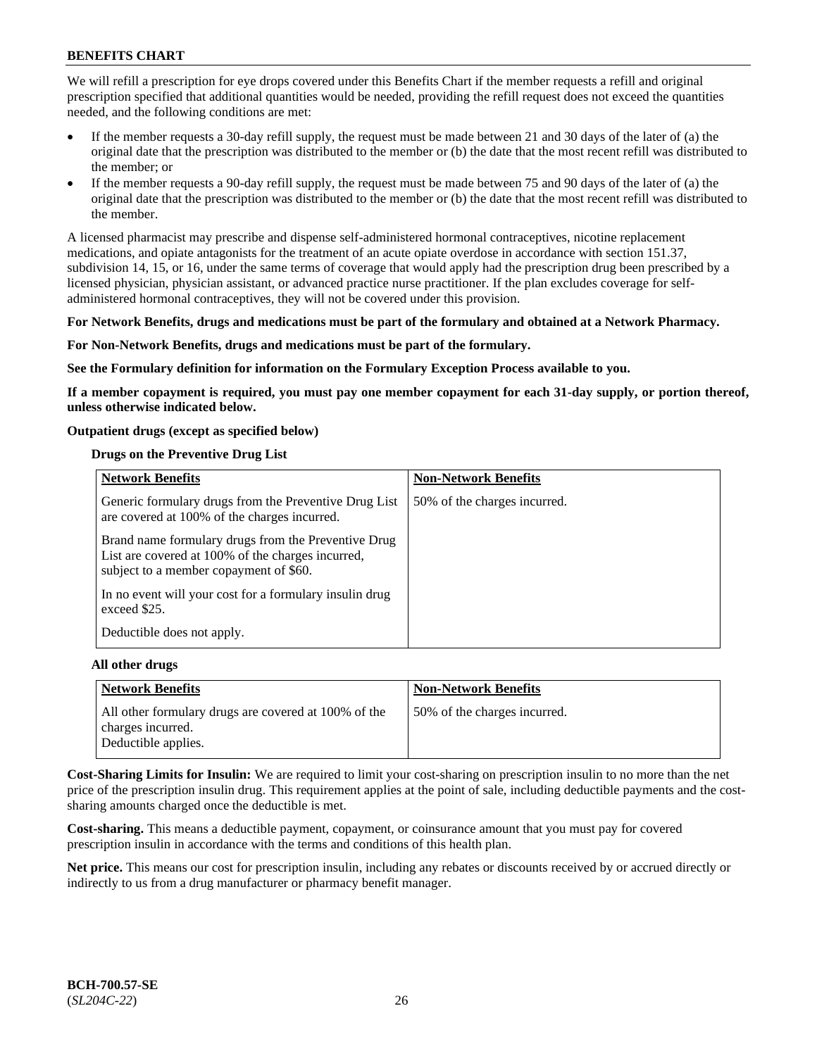We will refill a prescription for eye drops covered under this Benefits Chart if the member requests a refill and original prescription specified that additional quantities would be needed, providing the refill request does not exceed the quantities needed, and the following conditions are met:

- If the member requests a 30-day refill supply, the request must be made between 21 and 30 days of the later of (a) the original date that the prescription was distributed to the member or (b) the date that the most recent refill was distributed to the member; or
- If the member requests a 90-day refill supply, the request must be made between 75 and 90 days of the later of (a) the original date that the prescription was distributed to the member or (b) the date that the most recent refill was distributed to the member.

A licensed pharmacist may prescribe and dispense self-administered hormonal contraceptives, nicotine replacement medications, and opiate antagonists for the treatment of an acute opiate overdose in accordance with section 151.37, subdivision 14, 15, or 16, under the same terms of coverage that would apply had the prescription drug been prescribed by a licensed physician, physician assistant, or advanced practice nurse practitioner. If the plan excludes coverage for self-administered hormonal contraceptives, they will not be covered under this provision.

**For Network Benefits, drugs and medications must be part of the formulary and obtained at a Network Pharmacy.**

**For Non-Network Benefits, drugs and medications must be part of the formulary.**

**See the Formulary definition for information on the Formulary Exception Process available to you.**

**If a member copayment is required, you must pay one member copayment for each 31-day supply, or portion thereof, unless otherwise indicated below.**

**Outpatient drugs (except as specified below)**

**Drugs on the Preventive Drug List**

| Network Benefits | Non-Network Benefits |
|---|---|
| Generic formulary drugs from the Preventive Drug List are covered at 100% of the charges incurred.<br><br>Brand name formulary drugs from the Preventive Drug List are covered at 100% of the charges incurred, subject to a member copayment of $60.<br><br>In no event will your cost for a formulary insulin drug exceed $25.<br><br>Deductible does not apply. | 50% of the charges incurred. |

**All other drugs**

| Network Benefits | Non-Network Benefits |
|---|---|
| All other formulary drugs are covered at 100% of the charges incurred.<br>Deductible applies. | 50% of the charges incurred. |

**Cost-Sharing Limits for Insulin:** We are required to limit your cost-sharing on prescription insulin to no more than the net price of the prescription insulin drug. This requirement applies at the point of sale, including deductible payments and the cost-sharing amounts charged once the deductible is met.

**Cost-sharing.** This means a deductible payment, copayment, or coinsurance amount that you must pay for covered prescription insulin in accordance with the terms and conditions of this health plan.

**Net price.** This means our cost for prescription insulin, including any rebates or discounts received by or accrued directly or indirectly to us from a drug manufacturer or pharmacy benefit manager.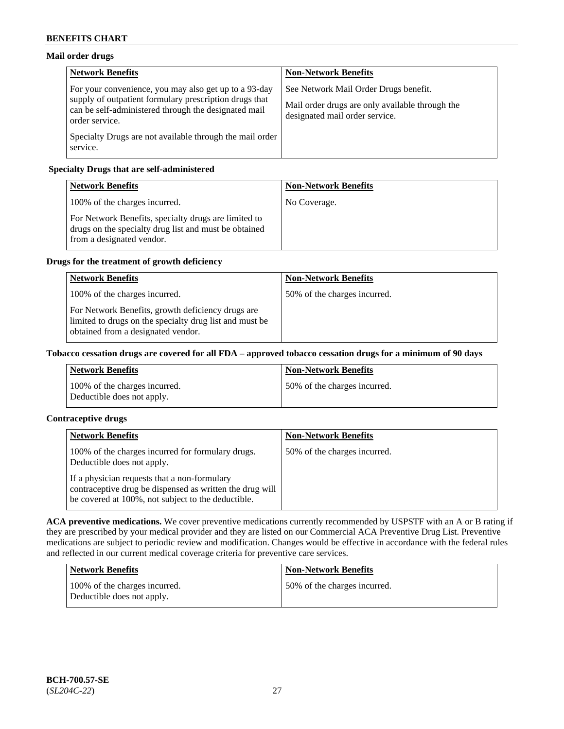## Mail order drugs

| Network Benefits | Non-Network Benefits |
| --- | --- |
| For your convenience, you may also get up to a 93-day supply of outpatient formulary prescription drugs that can be self-administered through the designated mail order service.<br><br>Specialty Drugs are not available through the mail order service. | See Network Mail Order Drugs benefit.<br><br>Mail order drugs are only available through the designated mail order service. |

## Specialty Drugs that are self-administered

| Network Benefits | Non-Network Benefits |
| --- | --- |
| 100% of the charges incurred.<br><br>For Network Benefits, specialty drugs are limited to drugs on the specialty drug list and must be obtained from a designated vendor. | No Coverage. |

## Drugs for the treatment of growth deficiency

| Network Benefits | Non-Network Benefits |
| --- | --- |
| 100% of the charges incurred.<br><br>For Network Benefits, growth deficiency drugs are limited to drugs on the specialty drug list and must be obtained from a designated vendor. | 50% of the charges incurred. |

## Tobacco cessation drugs are covered for all FDA – approved tobacco cessation drugs for a minimum of 90 days

| Network Benefits | Non-Network Benefits |
| --- | --- |
| 100% of the charges incurred.<br>Deductible does not apply. | 50% of the charges incurred. |

## Contraceptive drugs

| Network Benefits | Non-Network Benefits |
| --- | --- |
| 100% of the charges incurred for formulary drugs. Deductible does not apply.<br><br>If a physician requests that a non-formulary contraceptive drug be dispensed as written the drug will be covered at 100%, not subject to the deductible. | 50% of the charges incurred. |

**ACA preventive medications.** We cover preventive medications currently recommended by USPSTF with an A or B rating if they are prescribed by your medical provider and they are listed on our Commercial ACA Preventive Drug List. Preventive medications are subject to periodic review and modification. Changes would be effective in accordance with the federal rules and reflected in our current medical coverage criteria for preventive care services.

| Network Benefits | Non-Network Benefits |
| --- | --- |
| 100% of the charges incurred.<br>Deductible does not apply. | 50% of the charges incurred. |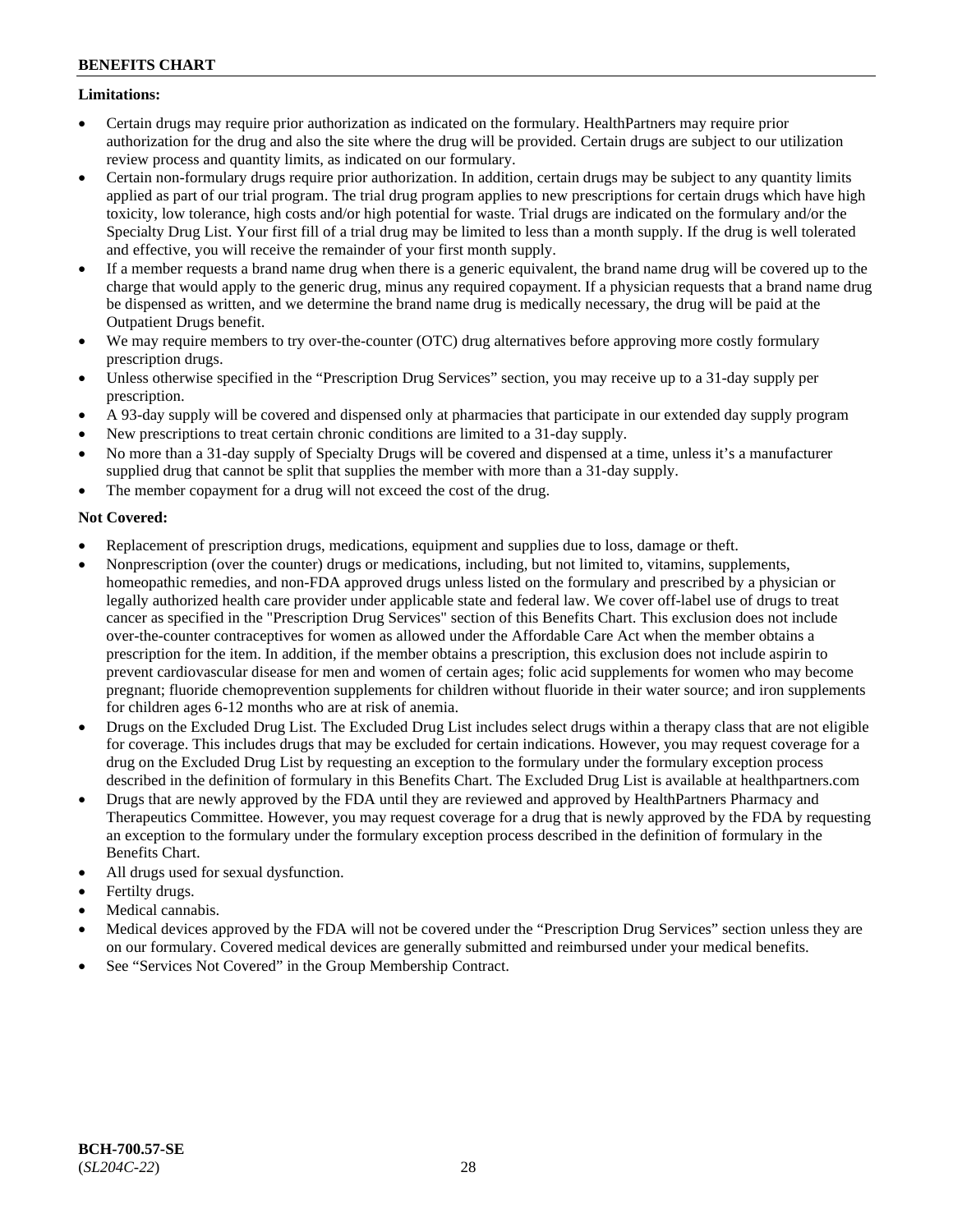**Limitations:**

- Certain drugs may require prior authorization as indicated on the formulary. HealthPartners may require prior authorization for the drug and also the site where the drug will be provided. Certain drugs are subject to our utilization review process and quantity limits, as indicated on our formulary.
- Certain non-formulary drugs require prior authorization. In addition, certain drugs may be subject to any quantity limits applied as part of our trial program. The trial drug program applies to new prescriptions for certain drugs which have high toxicity, low tolerance, high costs and/or high potential for waste. Trial drugs are indicated on the formulary and/or the Specialty Drug List. Your first fill of a trial drug may be limited to less than a month supply. If the drug is well tolerated and effective, you will receive the remainder of your first month supply.
- If a member requests a brand name drug when there is a generic equivalent, the brand name drug will be covered up to the charge that would apply to the generic drug, minus any required copayment. If a physician requests that a brand name drug be dispensed as written, and we determine the brand name drug is medically necessary, the drug will be paid at the Outpatient Drugs benefit.
- We may require members to try over-the-counter (OTC) drug alternatives before approving more costly formulary prescription drugs.
- Unless otherwise specified in the "Prescription Drug Services" section, you may receive up to a 31-day supply per prescription.
- A 93-day supply will be covered and dispensed only at pharmacies that participate in our extended day supply program
- New prescriptions to treat certain chronic conditions are limited to a 31-day supply.
- No more than a 31-day supply of Specialty Drugs will be covered and dispensed at a time, unless it's a manufacturer supplied drug that cannot be split that supplies the member with more than a 31-day supply.
- The member copayment for a drug will not exceed the cost of the drug.

**Not Covered:**

- Replacement of prescription drugs, medications, equipment and supplies due to loss, damage or theft.
- Nonprescription (over the counter) drugs or medications, including, but not limited to, vitamins, supplements, homeopathic remedies, and non-FDA approved drugs unless listed on the formulary and prescribed by a physician or legally authorized health care provider under applicable state and federal law. We cover off-label use of drugs to treat cancer as specified in the "Prescription Drug Services" section of this Benefits Chart. This exclusion does not include over-the-counter contraceptives for women as allowed under the Affordable Care Act when the member obtains a prescription for the item. In addition, if the member obtains a prescription, this exclusion does not include aspirin to prevent cardiovascular disease for men and women of certain ages; folic acid supplements for women who may become pregnant; fluoride chemoprevention supplements for children without fluoride in their water source; and iron supplements for children ages 6-12 months who are at risk of anemia.
- Drugs on the Excluded Drug List. The Excluded Drug List includes select drugs within a therapy class that are not eligible for coverage. This includes drugs that may be excluded for certain indications. However, you may request coverage for a drug on the Excluded Drug List by requesting an exception to the formulary under the formulary exception process described in the definition of formulary in this Benefits Chart. The Excluded Drug List is available at healthpartners.com
- Drugs that are newly approved by the FDA until they are reviewed and approved by HealthPartners Pharmacy and Therapeutics Committee. However, you may request coverage for a drug that is newly approved by the FDA by requesting an exception to the formulary under the formulary exception process described in the definition of formulary in the Benefits Chart.
- All drugs used for sexual dysfunction.
- Fertilty drugs.
- Medical cannabis.
- Medical devices approved by the FDA will not be covered under the "Prescription Drug Services" section unless they are on our formulary. Covered medical devices are generally submitted and reimbursed under your medical benefits.
- See "Services Not Covered" in the Group Membership Contract.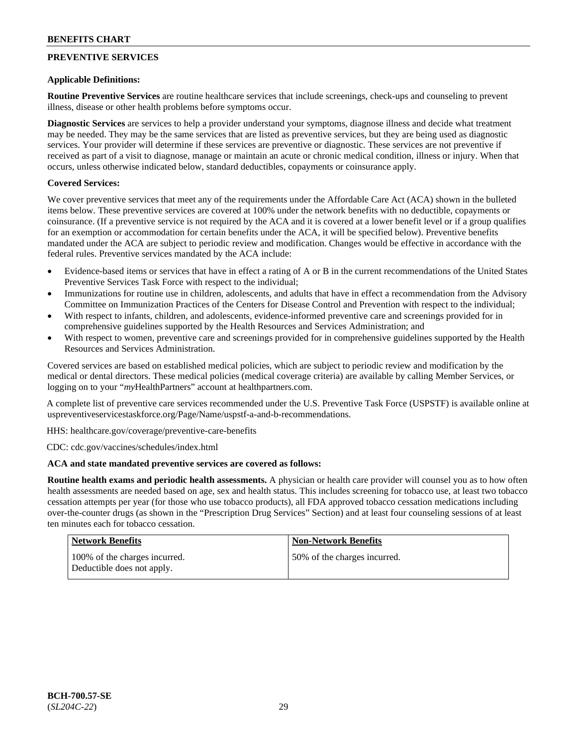# BENEFITS CHART

## PREVENTIVE SERVICES

**Applicable Definitions:**

**Routine Preventive Services** are routine healthcare services that include screenings, check-ups and counseling to prevent illness, disease or other health problems before symptoms occur.

**Diagnostic Services** are services to help a provider understand your symptoms, diagnose illness and decide what treatment may be needed. They may be the same services that are listed as preventive services, but they are being used as diagnostic services. Your provider will determine if these services are preventive or diagnostic. These services are not preventive if received as part of a visit to diagnose, manage or maintain an acute or chronic medical condition, illness or injury. When that occurs, unless otherwise indicated below, standard deductibles, copayments or coinsurance apply.

**Covered Services:**

We cover preventive services that meet any of the requirements under the Affordable Care Act (ACA) shown in the bulleted items below. These preventive services are covered at 100% under the network benefits with no deductible, copayments or coinsurance. (If a preventive service is not required by the ACA and it is covered at a lower benefit level or if a group qualifies for an exemption or accommodation for certain benefits under the ACA, it will be specified below). Preventive benefits mandated under the ACA are subject to periodic review and modification. Changes would be effective in accordance with the federal rules. Preventive services mandated by the ACA include:

- Evidence-based items or services that have in effect a rating of A or B in the current recommendations of the United States Preventive Services Task Force with respect to the individual;
- Immunizations for routine use in children, adolescents, and adults that have in effect a recommendation from the Advisory Committee on Immunization Practices of the Centers for Disease Control and Prevention with respect to the individual;
- With respect to infants, children, and adolescents, evidence-informed preventive care and screenings provided for in comprehensive guidelines supported by the Health Resources and Services Administration; and
- With respect to women, preventive care and screenings provided for in comprehensive guidelines supported by the Health Resources and Services Administration.

Covered services are based on established medical policies, which are subject to periodic review and modification by the medical or dental directors. These medical policies (medical coverage criteria) are available by calling Member Services, or logging on to your "*my*HealthPartners" account at healthpartners.com.

A complete list of preventive care services recommended under the U.S. Preventive Task Force (USPSTF) is available online at uspreventiveservicestaskforce.org/Page/Name/uspstf-a-and-b-recommendations.

HHS: healthcare.gov/coverage/preventive-care-benefits

CDC: cdc.gov/vaccines/schedules/index.html

**ACA and state mandated preventive services are covered as follows:**

**Routine health exams and periodic health assessments.** A physician or health care provider will counsel you as to how often health assessments are needed based on age, sex and health status. This includes screening for tobacco use, at least two tobacco cessation attempts per year (for those who use tobacco products), all FDA approved tobacco cessation medications including over-the-counter drugs (as shown in the "Prescription Drug Services" Section) and at least four counseling sessions of at least ten minutes each for tobacco cessation.

| Network Benefits | Non-Network Benefits |
|---|---|
| 100% of the charges incurred. Deductible does not apply. | 50% of the charges incurred. |

BCH-700.57-SE
(*SL204C-22*)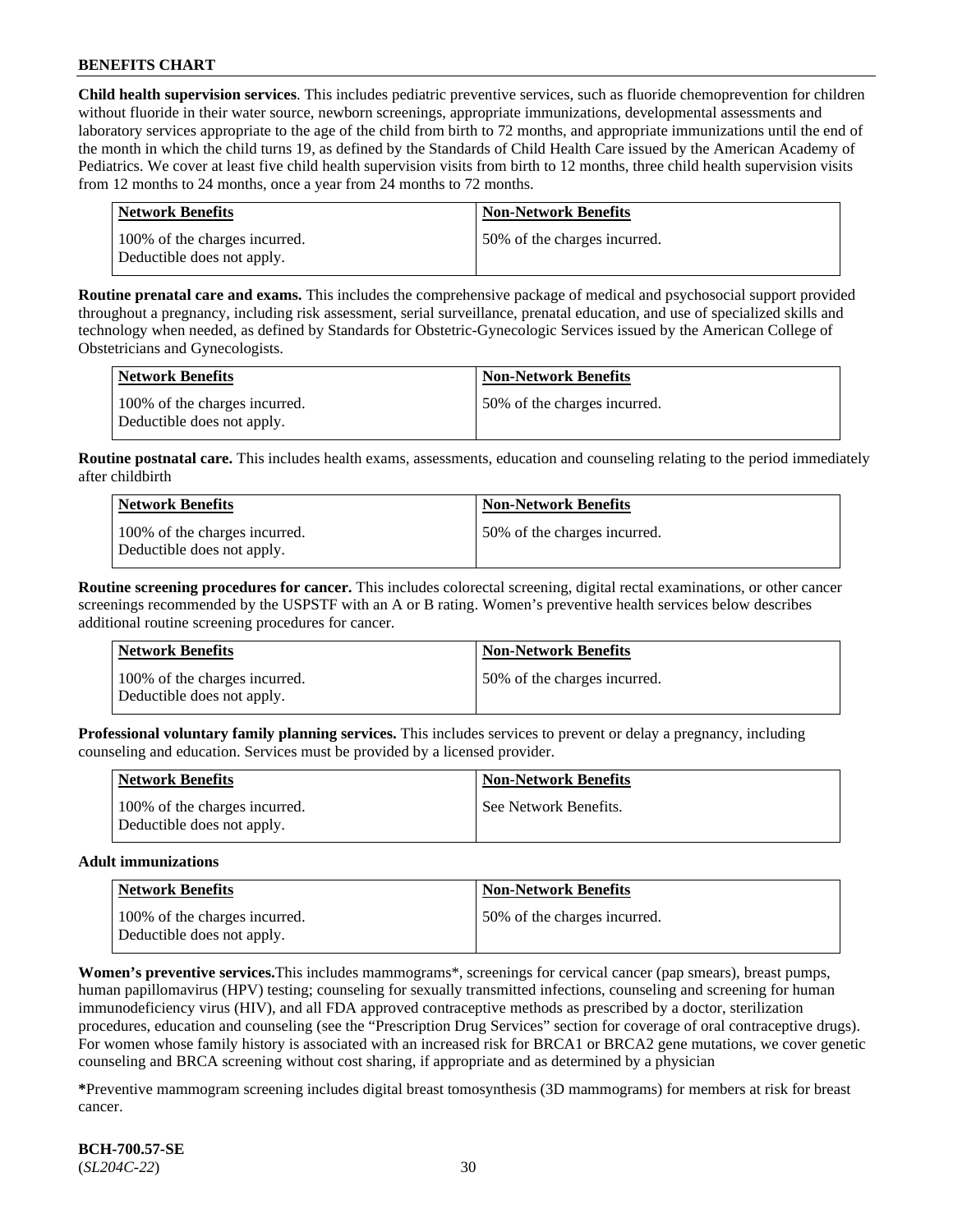**Child health supervision services**. This includes pediatric preventive services, such as fluoride chemoprevention for children without fluoride in their water source, newborn screenings, appropriate immunizations, developmental assessments and laboratory services appropriate to the age of the child from birth to 72 months, and appropriate immunizations until the end of the month in which the child turns 19, as defined by the Standards of Child Health Care issued by the American Academy of Pediatrics. We cover at least five child health supervision visits from birth to 12 months, three child health supervision visits from 12 months to 24 months, once a year from 24 months to 72 months.

| Network Benefits | Non-Network Benefits |
|---|---|
| 100% of the charges incurred. Deductible does not apply. | 50% of the charges incurred. |

**Routine prenatal care and exams.** This includes the comprehensive package of medical and psychosocial support provided throughout a pregnancy, including risk assessment, serial surveillance, prenatal education, and use of specialized skills and technology when needed, as defined by Standards for Obstetric-Gynecologic Services issued by the American College of Obstetricians and Gynecologists.

| Network Benefits | Non-Network Benefits |
|---|---|
| 100% of the charges incurred. Deductible does not apply. | 50% of the charges incurred. |

**Routine postnatal care.** This includes health exams, assessments, education and counseling relating to the period immediately after childbirth

| Network Benefits | Non-Network Benefits |
|---|---|
| 100% of the charges incurred. Deductible does not apply. | 50% of the charges incurred. |

**Routine screening procedures for cancer.** This includes colorectal screening, digital rectal examinations, or other cancer screenings recommended by the USPSTF with an A or B rating. Women's preventive health services below describes additional routine screening procedures for cancer.

| Network Benefits | Non-Network Benefits |
|---|---|
| 100% of the charges incurred. Deductible does not apply. | 50% of the charges incurred. |

**Professional voluntary family planning services.** This includes services to prevent or delay a pregnancy, including counseling and education. Services must be provided by a licensed provider.

| Network Benefits | Non-Network Benefits |
|---|---|
| 100% of the charges incurred. Deductible does not apply. | See Network Benefits. |

**Adult immunizations**

| Network Benefits | Non-Network Benefits |
|---|---|
| 100% of the charges incurred. Deductible does not apply. | 50% of the charges incurred. |

**Women's preventive services.**This includes mammograms*, screenings for cervical cancer (pap smears), breast pumps, human papillomavirus (HPV) testing; counseling for sexually transmitted infections, counseling and screening for human immunodeficiency virus (HIV), and all FDA approved contraceptive methods as prescribed by a doctor, sterilization procedures, education and counseling (see the "Prescription Drug Services" section for coverage of oral contraceptive drugs). For women whose family history is associated with an increased risk for BRCA1 or BRCA2 gene mutations, we cover genetic counseling and BRCA screening without cost sharing, if appropriate and as determined by a physician

**\***Preventive mammogram screening includes digital breast tomosynthesis (3D mammograms) for members at risk for breast cancer.

**BCH-700.57-SE**
(*SL204C-22*)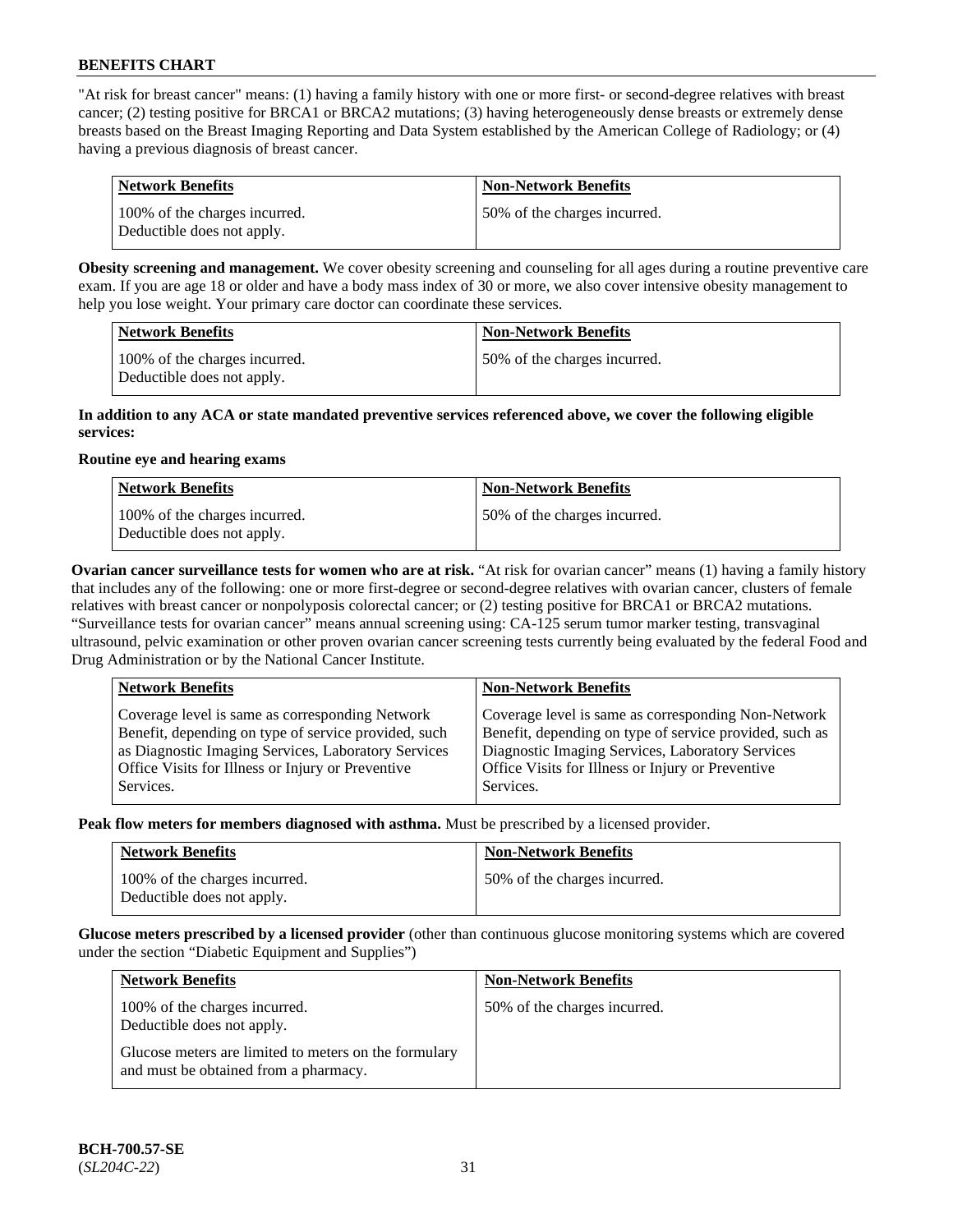"At risk for breast cancer" means: (1) having a family history with one or more first- or second-degree relatives with breast cancer; (2) testing positive for BRCA1 or BRCA2 mutations; (3) having heterogeneously dense breasts or extremely dense breasts based on the Breast Imaging Reporting and Data System established by the American College of Radiology; or (4) having a previous diagnosis of breast cancer.

| Network Benefits | Non-Network Benefits |
|---|---|
| 100% of the charges incurred. Deductible does not apply. | 50% of the charges incurred. |

**Obesity screening and management.** We cover obesity screening and counseling for all ages during a routine preventive care exam. If you are age 18 or older and have a body mass index of 30 or more, we also cover intensive obesity management to help you lose weight. Your primary care doctor can coordinate these services.

| Network Benefits | Non-Network Benefits |
|---|---|
| 100% of the charges incurred. Deductible does not apply. | 50% of the charges incurred. |

**In addition to any ACA or state mandated preventive services referenced above, we cover the following eligible services:**

**Routine eye and hearing exams**

| Network Benefits | Non-Network Benefits |
|---|---|
| 100% of the charges incurred. Deductible does not apply. | 50% of the charges incurred. |

**Ovarian cancer surveillance tests for women who are at risk.** "At risk for ovarian cancer" means (1) having a family history that includes any of the following: one or more first-degree or second-degree relatives with ovarian cancer, clusters of female relatives with breast cancer or nonpolyposis colorectal cancer; or (2) testing positive for BRCA1 or BRCA2 mutations. "Surveillance tests for ovarian cancer" means annual screening using: CA-125 serum tumor marker testing, transvaginal ultrasound, pelvic examination or other proven ovarian cancer screening tests currently being evaluated by the federal Food and Drug Administration or by the National Cancer Institute.

| Network Benefits | Non-Network Benefits |
|---|---|
| Coverage level is same as corresponding Network Benefit, depending on type of service provided, such as Diagnostic Imaging Services, Laboratory Services Office Visits for Illness or Injury or Preventive Services. | Coverage level is same as corresponding Non-Network Benefit, depending on type of service provided, such as Diagnostic Imaging Services, Laboratory Services Office Visits for Illness or Injury or Preventive Services. |

**Peak flow meters for members diagnosed with asthma.** Must be prescribed by a licensed provider.

| Network Benefits | Non-Network Benefits |
|---|---|
| 100% of the charges incurred. Deductible does not apply. | 50% of the charges incurred. |

**Glucose meters prescribed by a licensed provider** (other than continuous glucose monitoring systems which are covered under the section "Diabetic Equipment and Supplies")

| Network Benefits | Non-Network Benefits |
|---|---|
| 100% of the charges incurred. Deductible does not apply.<br><br>Glucose meters are limited to meters on the formulary and must be obtained from a pharmacy. | 50% of the charges incurred. |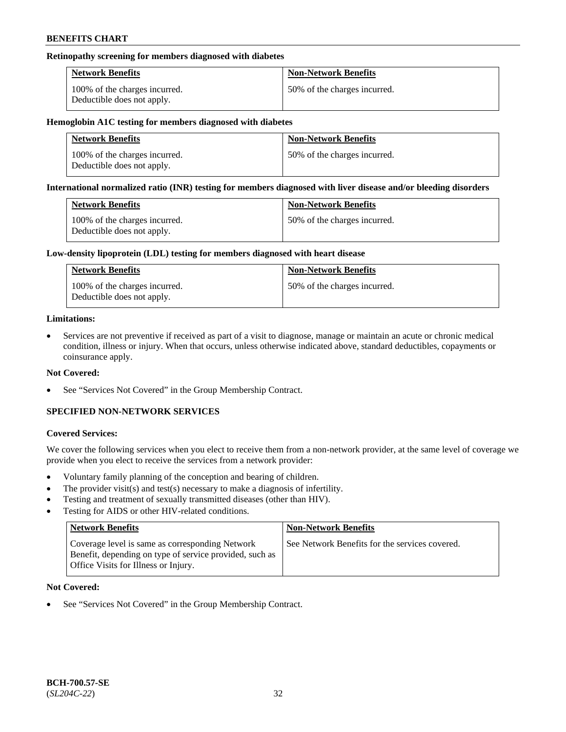### Retinopathy screening for members diagnosed with diabetes

| Network Benefits | Non-Network Benefits |
|---|---|
| 100% of the charges incurred. Deductible does not apply. | 50% of the charges incurred. |

### Hemoglobin A1C testing for members diagnosed with diabetes

| Network Benefits | Non-Network Benefits |
|---|---|
| 100% of the charges incurred. Deductible does not apply. | 50% of the charges incurred. |

### International normalized ratio (INR) testing for members diagnosed with liver disease and/or bleeding disorders

| Network Benefits | Non-Network Benefits |
|---|---|
| 100% of the charges incurred. Deductible does not apply. | 50% of the charges incurred. |

### Low-density lipoprotein (LDL) testing for members diagnosed with heart disease

| Network Benefits | Non-Network Benefits |
|---|---|
| 100% of the charges incurred. Deductible does not apply. | 50% of the charges incurred. |

**Limitations:**

- Services are not preventive if received as part of a visit to diagnose, manage or maintain an acute or chronic medical condition, illness or injury. When that occurs, unless otherwise indicated above, standard deductibles, copayments or coinsurance apply.

**Not Covered:**

- See "Services Not Covered" in the Group Membership Contract.

## SPECIFIED NON-NETWORK SERVICES

**Covered Services:**

We cover the following services when you elect to receive them from a non-network provider, at the same level of coverage we provide when you elect to receive the services from a network provider:

- Voluntary family planning of the conception and bearing of children.
- The provider visit(s) and test(s) necessary to make a diagnosis of infertility.
- Testing and treatment of sexually transmitted diseases (other than HIV).
- Testing for AIDS or other HIV-related conditions.

| Network Benefits | Non-Network Benefits |
|---|---|
| Coverage level is same as corresponding Network Benefit, depending on type of service provided, such as Office Visits for Illness or Injury. | See Network Benefits for the services covered. |

**Not Covered:**

- See "Services Not Covered" in the Group Membership Contract.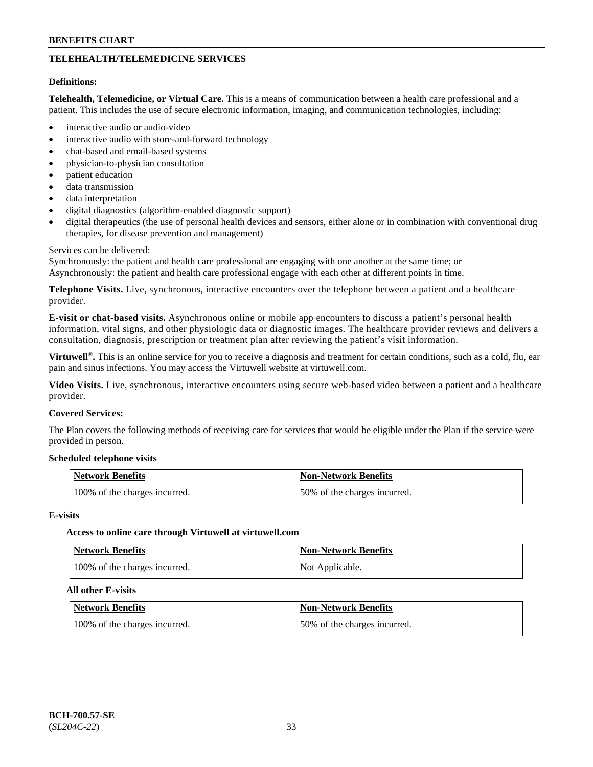## TELEHEALTH/TELEMEDICINE SERVICES

**Definitions:**

**Telehealth, Telemedicine, or Virtual Care.** This is a means of communication between a health care professional and a patient. This includes the use of secure electronic information, imaging, and communication technologies, including:

- interactive audio or audio-video
- interactive audio with store-and-forward technology
- chat-based and email-based systems
- physician-to-physician consultation
- patient education
- data transmission
- data interpretation
- digital diagnostics (algorithm-enabled diagnostic support)
- digital therapeutics (the use of personal health devices and sensors, either alone or in combination with conventional drug therapies, for disease prevention and management)

Services can be delivered:
Synchronously: the patient and health care professional are engaging with one another at the same time; or
Asynchronously: the patient and health care professional engage with each other at different points in time.

**Telephone Visits.** Live, synchronous, interactive encounters over the telephone between a patient and a healthcare provider.

**E-visit or chat-based visits.** Asynchronous online or mobile app encounters to discuss a patient's personal health information, vital signs, and other physiologic data or diagnostic images. The healthcare provider reviews and delivers a consultation, diagnosis, prescription or treatment plan after reviewing the patient's visit information.

**Virtuwell®.** This is an online service for you to receive a diagnosis and treatment for certain conditions, such as a cold, flu, ear pain and sinus infections. You may access the Virtuwell website at virtuwell.com.

**Video Visits.** Live, synchronous, interactive encounters using secure web-based video between a patient and a healthcare provider.

**Covered Services:**

The Plan covers the following methods of receiving care for services that would be eligible under the Plan if the service were provided in person.

**Scheduled telephone visits**

| Network Benefits | Non-Network Benefits |
|---|---|
| 100% of the charges incurred. | 50% of the charges incurred. |

**E-visits**

**Access to online care through Virtuwell at virtuwell.com**

| Network Benefits | Non-Network Benefits |
|---|---|
| 100% of the charges incurred. | Not Applicable. |

**All other E-visits**

| Network Benefits | Non-Network Benefits |
|---|---|
| 100% of the charges incurred. | 50% of the charges incurred. |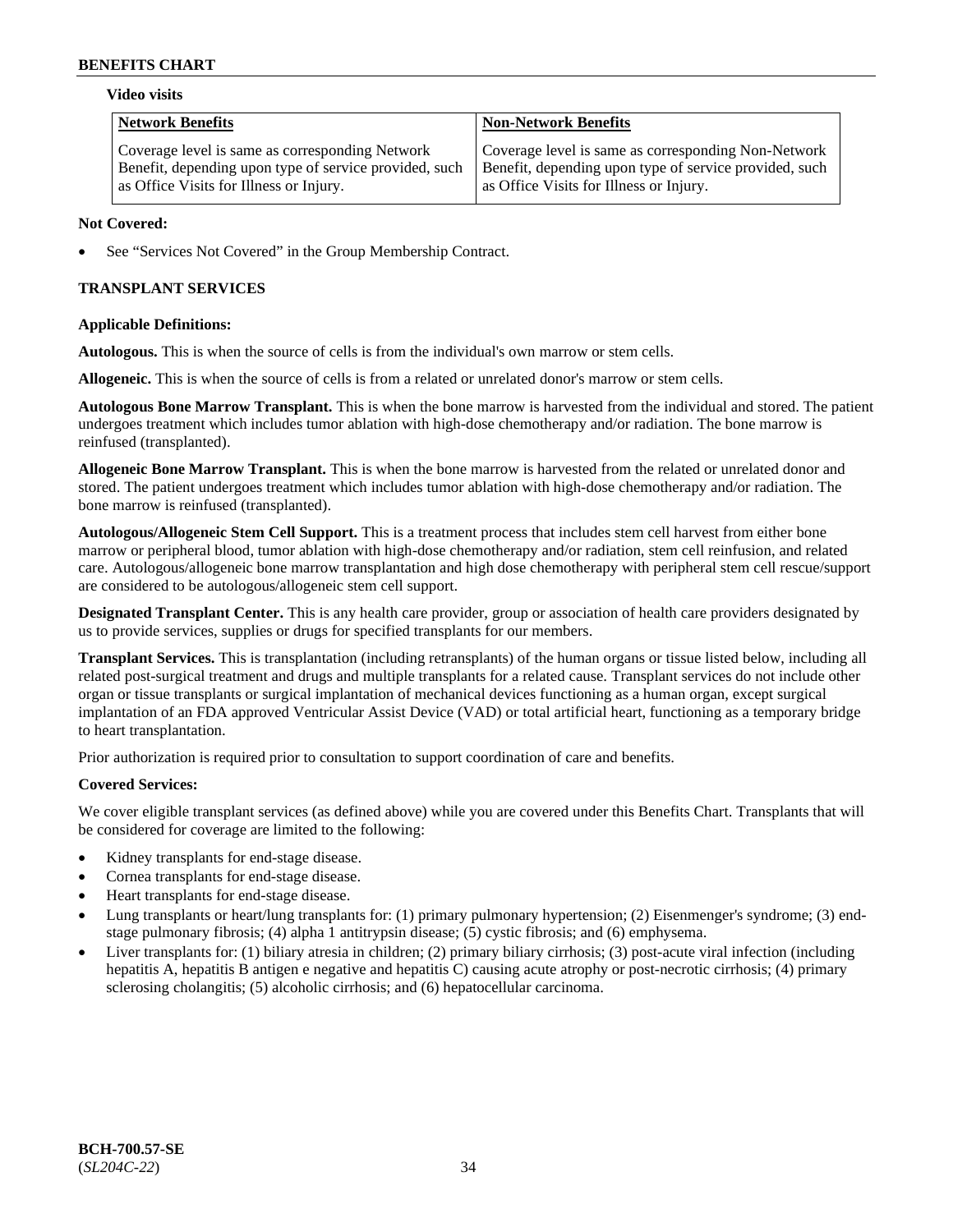**Video visits**

| Network Benefits | Non-Network Benefits |
| --- | --- |
| Coverage level is same as corresponding Network Benefit, depending upon type of service provided, such as Office Visits for Illness or Injury. | Coverage level is same as corresponding Non-Network Benefit, depending upon type of service provided, such as Office Visits for Illness or Injury. |

**Not Covered:**

- See "Services Not Covered" in the Group Membership Contract.

## TRANSPLANT SERVICES

**Applicable Definitions:**

**Autologous.** This is when the source of cells is from the individual's own marrow or stem cells.

**Allogeneic.** This is when the source of cells is from a related or unrelated donor's marrow or stem cells.

**Autologous Bone Marrow Transplant.** This is when the bone marrow is harvested from the individual and stored. The patient undergoes treatment which includes tumor ablation with high-dose chemotherapy and/or radiation. The bone marrow is reinfused (transplanted).

**Allogeneic Bone Marrow Transplant.** This is when the bone marrow is harvested from the related or unrelated donor and stored. The patient undergoes treatment which includes tumor ablation with high-dose chemotherapy and/or radiation. The bone marrow is reinfused (transplanted).

**Autologous/Allogeneic Stem Cell Support.** This is a treatment process that includes stem cell harvest from either bone marrow or peripheral blood, tumor ablation with high-dose chemotherapy and/or radiation, stem cell reinfusion, and related care. Autologous/allogeneic bone marrow transplantation and high dose chemotherapy with peripheral stem cell rescue/support are considered to be autologous/allogeneic stem cell support.

**Designated Transplant Center.** This is any health care provider, group or association of health care providers designated by us to provide services, supplies or drugs for specified transplants for our members.

**Transplant Services.** This is transplantation (including retransplants) of the human organs or tissue listed below, including all related post-surgical treatment and drugs and multiple transplants for a related cause. Transplant services do not include other organ or tissue transplants or surgical implantation of mechanical devices functioning as a human organ, except surgical implantation of an FDA approved Ventricular Assist Device (VAD) or total artificial heart, functioning as a temporary bridge to heart transplantation.

Prior authorization is required prior to consultation to support coordination of care and benefits.

**Covered Services:**

We cover eligible transplant services (as defined above) while you are covered under this Benefits Chart. Transplants that will be considered for coverage are limited to the following:

- Kidney transplants for end-stage disease.
- Cornea transplants for end-stage disease.
- Heart transplants for end-stage disease.
- Lung transplants or heart/lung transplants for: (1) primary pulmonary hypertension; (2) Eisenmenger's syndrome; (3) end-stage pulmonary fibrosis; (4) alpha 1 antitrypsin disease; (5) cystic fibrosis; and (6) emphysema.
- Liver transplants for: (1) biliary atresia in children; (2) primary biliary cirrhosis; (3) post-acute viral infection (including hepatitis A, hepatitis B antigen e negative and hepatitis C) causing acute atrophy or post-necrotic cirrhosis; (4) primary sclerosing cholangitis; (5) alcoholic cirrhosis; and (6) hepatocellular carcinoma.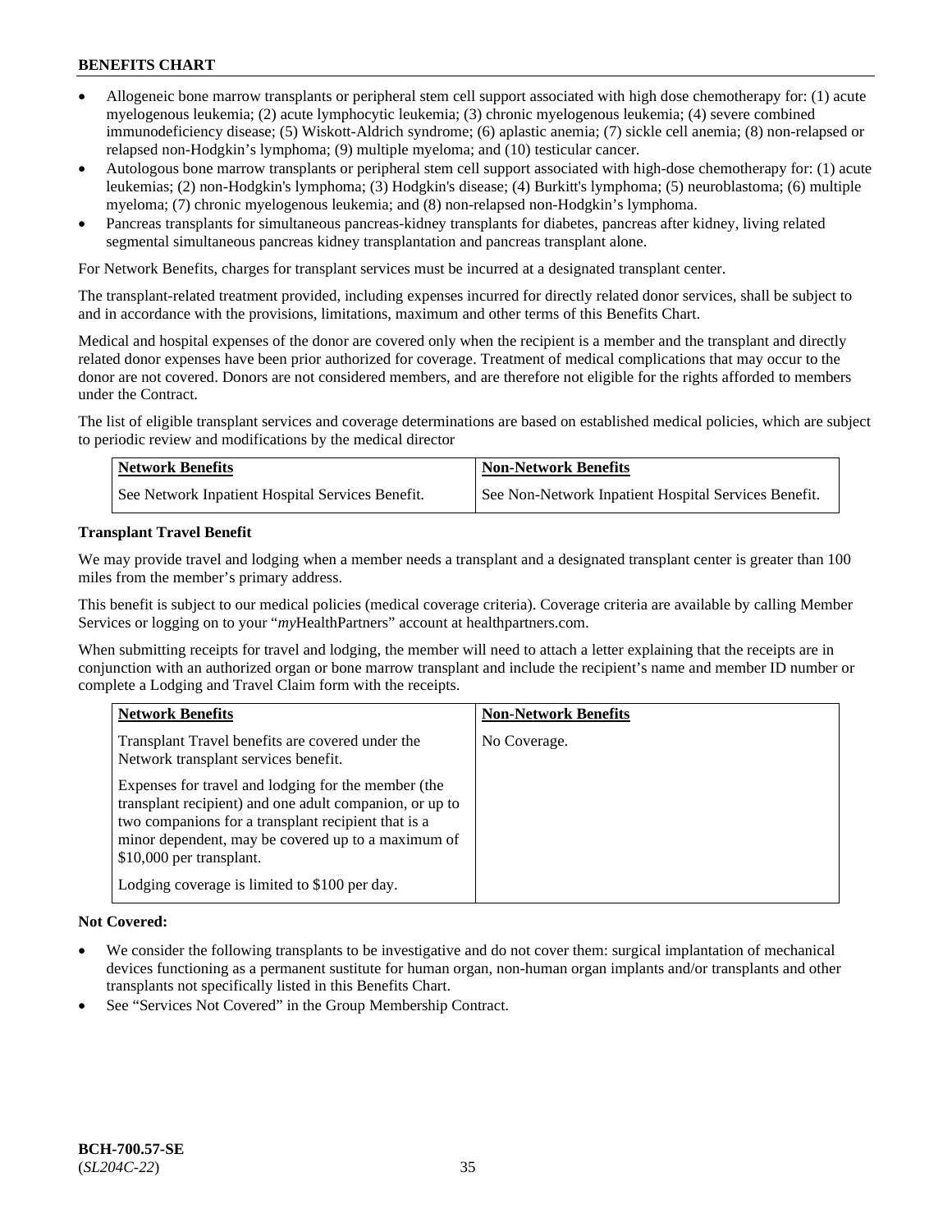- Allogeneic bone marrow transplants or peripheral stem cell support associated with high dose chemotherapy for: (1) acute myelogenous leukemia; (2) acute lymphocytic leukemia; (3) chronic myelogenous leukemia; (4) severe combined immunodeficiency disease; (5) Wiskott-Aldrich syndrome; (6) aplastic anemia; (7) sickle cell anemia; (8) non-relapsed or relapsed non-Hodgkin's lymphoma; (9) multiple myeloma; and (10) testicular cancer.
- Autologous bone marrow transplants or peripheral stem cell support associated with high-dose chemotherapy for: (1) acute leukemias; (2) non-Hodgkin's lymphoma; (3) Hodgkin's disease; (4) Burkitt's lymphoma; (5) neuroblastoma; (6) multiple myeloma; (7) chronic myelogenous leukemia; and (8) non-relapsed non-Hodgkin's lymphoma.
- Pancreas transplants for simultaneous pancreas-kidney transplants for diabetes, pancreas after kidney, living related segmental simultaneous pancreas kidney transplantation and pancreas transplant alone.

For Network Benefits, charges for transplant services must be incurred at a designated transplant center.

The transplant-related treatment provided, including expenses incurred for directly related donor services, shall be subject to and in accordance with the provisions, limitations, maximum and other terms of this Benefits Chart.

Medical and hospital expenses of the donor are covered only when the recipient is a member and the transplant and directly related donor expenses have been prior authorized for coverage. Treatment of medical complications that may occur to the donor are not covered. Donors are not considered members, and are therefore not eligible for the rights afforded to members under the Contract.

The list of eligible transplant services and coverage determinations are based on established medical policies, which are subject to periodic review and modifications by the medical director

| Network Benefits | Non-Network Benefits |
|---|---|
| See Network Inpatient Hospital Services Benefit. | See Non-Network Inpatient Hospital Services Benefit. |

**Transplant Travel Benefit**

We may provide travel and lodging when a member needs a transplant and a designated transplant center is greater than 100 miles from the member's primary address.

This benefit is subject to our medical policies (medical coverage criteria). Coverage criteria are available by calling Member Services or logging on to your "*my*HealthPartners" account at healthpartners.com.

When submitting receipts for travel and lodging, the member will need to attach a letter explaining that the receipts are in conjunction with an authorized organ or bone marrow transplant and include the recipient's name and member ID number or complete a Lodging and Travel Claim form with the receipts.

| Network Benefits | Non-Network Benefits |
|---|---|
| Transplant Travel benefits are covered under the Network transplant services benefit.<br><br>Expenses for travel and lodging for the member (the transplant recipient) and one adult companion, or up to two companions for a transplant recipient that is a minor dependent, may be covered up to a maximum of $10,000 per transplant.<br><br>Lodging coverage is limited to $100 per day. | No Coverage. |

**Not Covered:**

- We consider the following transplants to be investigative and do not cover them: surgical implantation of mechanical devices functioning as a permanent sustitute for human organ, non-human organ implants and/or transplants and other transplants not specifically listed in this Benefits Chart.
- See "Services Not Covered" in the Group Membership Contract.

**BCH-700.57-SE**
(*SL204C-22*)